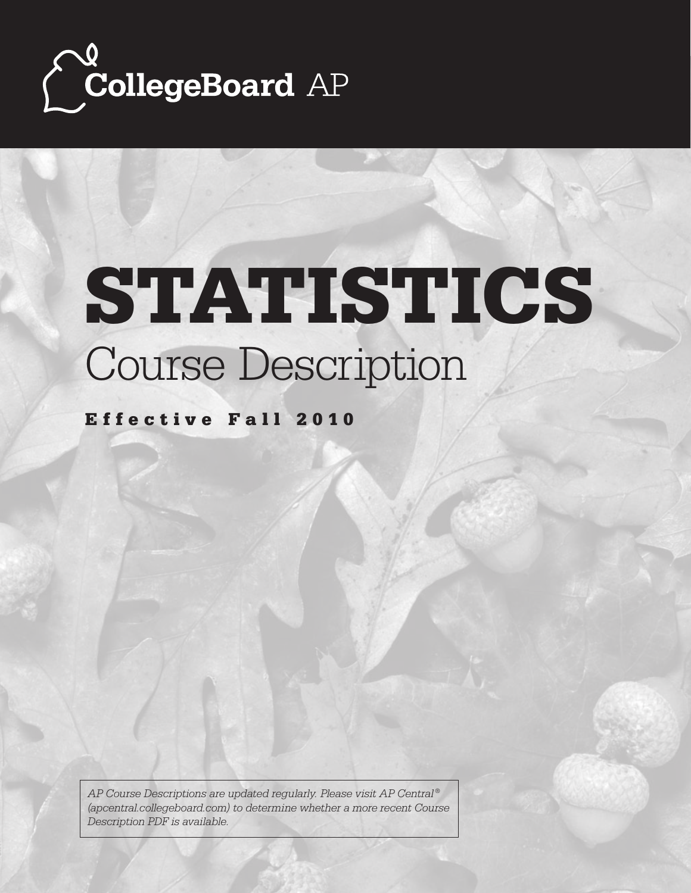CollegeBoard AP

# STATISTICS

## Course Description

**Effective Fall 2010**

*AP Course Descriptions are updated regularly. Please visit AP Central® (apcentral.collegeboard.com) to determine whether a more recent Course Description PDF is available.*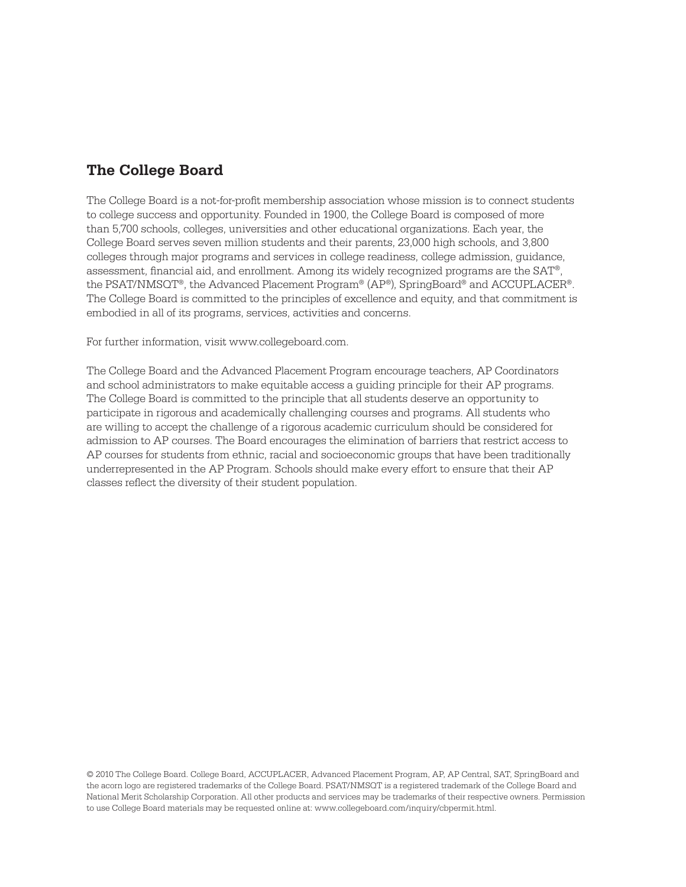## The College Board

The College Board is a not-for-profit membership association whose mission is to connect students to college success and opportunity. Founded in 1900, the College Board is composed of more than 5,700 schools, colleges, universities and other educational organizations. Each year, the College Board serves seven million students and their parents, 23,000 high schools, and 3,800 colleges through major programs and services in college readiness, college admission, guidance, assessment, financial aid, and enrollment. Among its widely recognized programs are the SAT®, the PSAT/NMSQT®, the Advanced Placement Program® (AP®), SpringBoard® and ACCUPLACER®. The College Board is committed to the principles of excellence and equity, and that commitment is embodied in all of its programs, services, activities and concerns.

For further information, visit www.collegeboard.com.

The College Board and the Advanced Placement Program encourage teachers, AP Coordinators and school administrators to make equitable access a guiding principle for their AP programs. The College Board is committed to the principle that all students deserve an opportunity to participate in rigorous and academically challenging courses and programs. All students who are willing to accept the challenge of a rigorous academic curriculum should be considered for admission to AP courses. The Board encourages the elimination of barriers that restrict access to AP courses for students from ethnic, racial and socioeconomic groups that have been traditionally underrepresented in the AP Program. Schools should make every effort to ensure that their AP classes reflect the diversity of their student population.

© 2010 The College Board. College Board, ACCUPLACER, Advanced Placement Program, AP, AP Central, SAT, SpringBoard and the acorn logo are registered trademarks of the College Board. PSAT/NMSQT is a registered trademark of the College Board and National Merit Scholarship Corporation. All other products and services may be trademarks of their respective owners. Permission to use College Board materials may be requested online at: www.collegeboard.com/inquiry/cbpermit.html.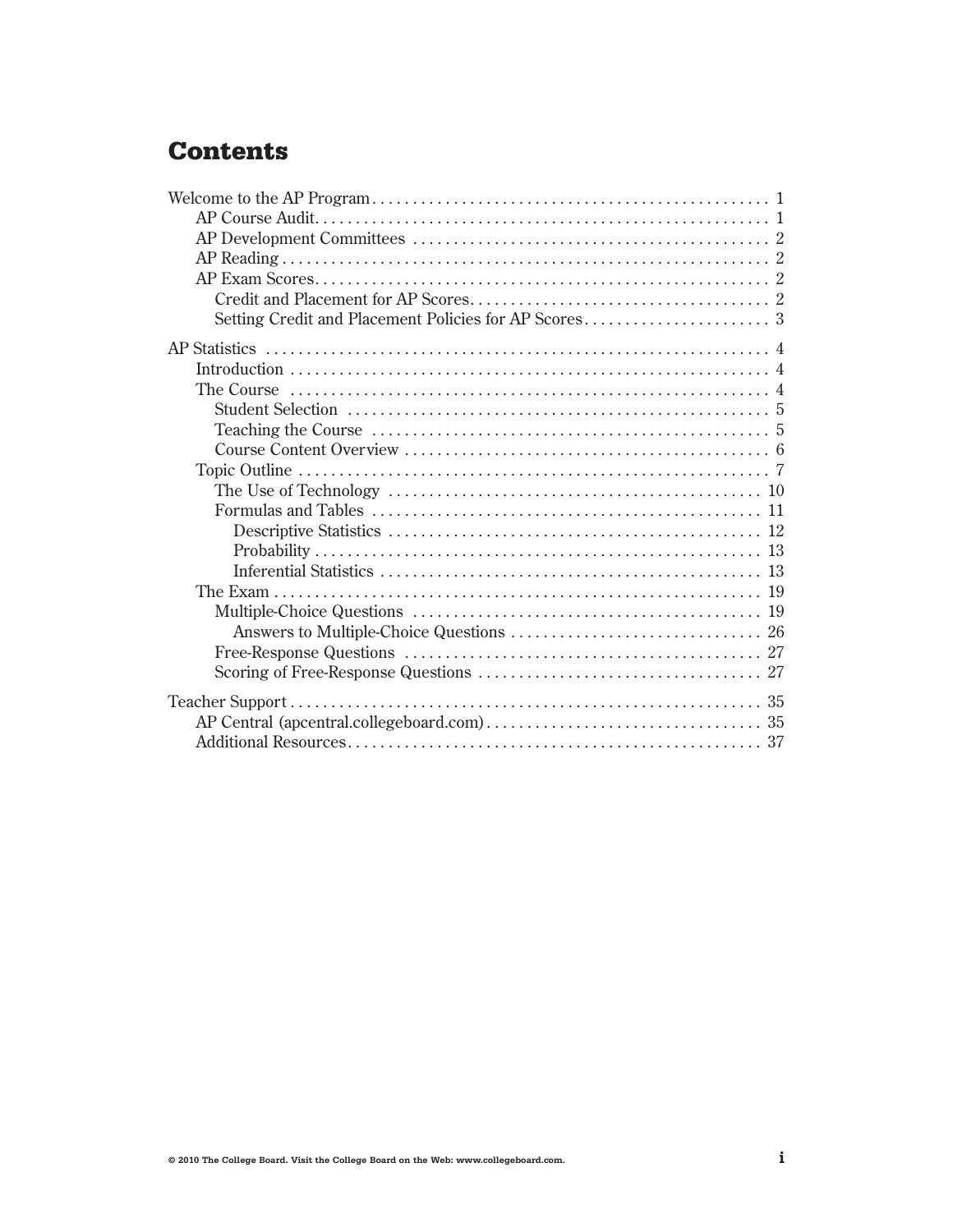# Contents

Welcome to the AP Program ........ 1
- AP Course Audit ........ 1
- AP Development Committees ........ 2
- AP Reading ........ 2
- AP Exam Scores ........ 2
  - Credit and Placement for AP Scores ........ 2
  - Setting Credit and Placement Policies for AP Scores ........ 3

AP Statistics ........ 4
- Introduction ........ 4
- The Course ........ 4
  - Student Selection ........ 5
  - Teaching the Course ........ 5
  - Course Content Overview ........ 6
- Topic Outline ........ 7
  - The Use of Technology ........ 10
  - Formulas and Tables ........ 11
    - Descriptive Statistics ........ 12
    - Probability ........ 13
    - Inferential Statistics ........ 13
- The Exam ........ 19
  - Multiple-Choice Questions ........ 19
    - Answers to Multiple-Choice Questions ........ 26
  - Free-Response Questions ........ 27
  - Scoring of Free-Response Questions ........ 27

Teacher Support ........ 35
- AP Central (apcentral.collegeboard.com) ........ 35
- Additional Resources ........ 37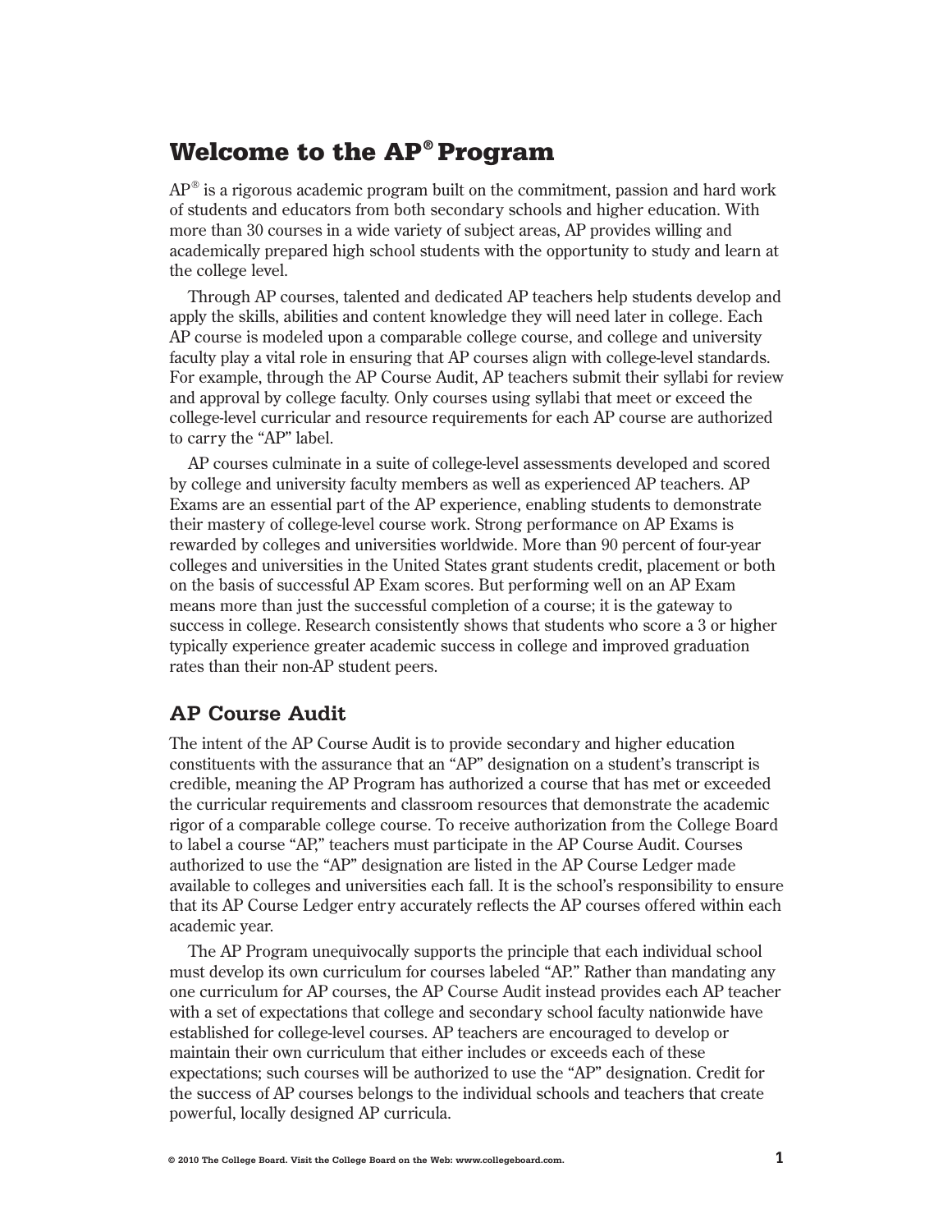# Welcome to the AP® Program

AP® is a rigorous academic program built on the commitment, passion and hard work of students and educators from both secondary schools and higher education. With more than 30 courses in a wide variety of subject areas, AP provides willing and academically prepared high school students with the opportunity to study and learn at the college level.

Through AP courses, talented and dedicated AP teachers help students develop and apply the skills, abilities and content knowledge they will need later in college. Each AP course is modeled upon a comparable college course, and college and university faculty play a vital role in ensuring that AP courses align with college-level standards. For example, through the AP Course Audit, AP teachers submit their syllabi for review and approval by college faculty. Only courses using syllabi that meet or exceed the college-level curricular and resource requirements for each AP course are authorized to carry the "AP" label.

AP courses culminate in a suite of college-level assessments developed and scored by college and university faculty members as well as experienced AP teachers. AP Exams are an essential part of the AP experience, enabling students to demonstrate their mastery of college-level course work. Strong performance on AP Exams is rewarded by colleges and universities worldwide. More than 90 percent of four-year colleges and universities in the United States grant students credit, placement or both on the basis of successful AP Exam scores. But performing well on an AP Exam means more than just the successful completion of a course; it is the gateway to success in college. Research consistently shows that students who score a 3 or higher typically experience greater academic success in college and improved graduation rates than their non-AP student peers.

## AP Course Audit

The intent of the AP Course Audit is to provide secondary and higher education constituents with the assurance that an "AP" designation on a student's transcript is credible, meaning the AP Program has authorized a course that has met or exceeded the curricular requirements and classroom resources that demonstrate the academic rigor of a comparable college course. To receive authorization from the College Board to label a course "AP," teachers must participate in the AP Course Audit. Courses authorized to use the "AP" designation are listed in the AP Course Ledger made available to colleges and universities each fall. It is the school's responsibility to ensure that its AP Course Ledger entry accurately reflects the AP courses offered within each academic year.

The AP Program unequivocally supports the principle that each individual school must develop its own curriculum for courses labeled "AP." Rather than mandating any one curriculum for AP courses, the AP Course Audit instead provides each AP teacher with a set of expectations that college and secondary school faculty nationwide have established for college-level courses. AP teachers are encouraged to develop or maintain their own curriculum that either includes or exceeds each of these expectations; such courses will be authorized to use the "AP" designation. Credit for the success of AP courses belongs to the individual schools and teachers that create powerful, locally designed AP curricula.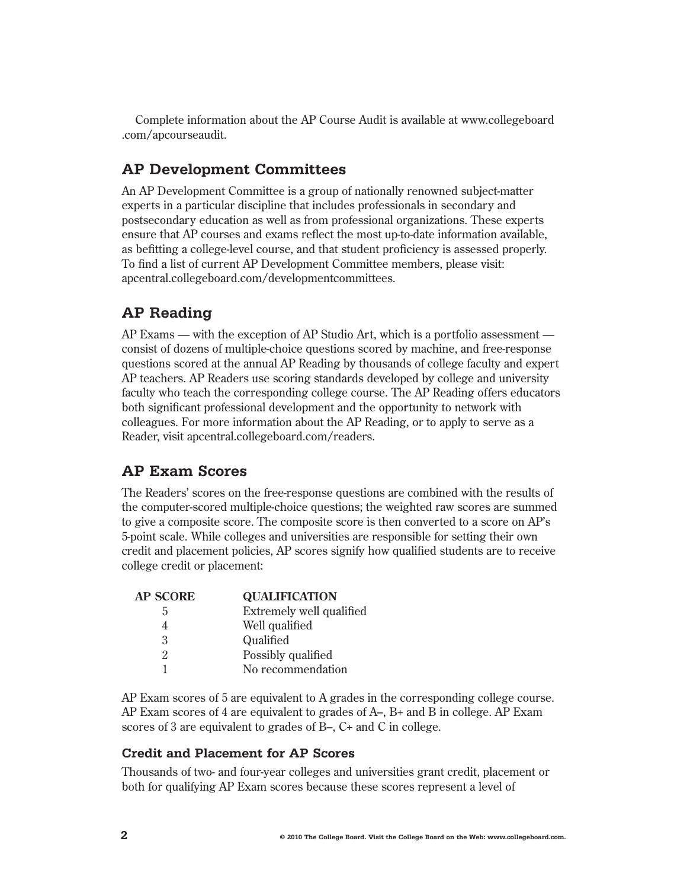Complete information about the AP Course Audit is available at www.collegeboard.com/apcourseaudit.

## AP Development Committees

An AP Development Committee is a group of nationally renowned subject-matter experts in a particular discipline that includes professionals in secondary and postsecondary education as well as from professional organizations. These experts ensure that AP courses and exams reflect the most up-to-date information available, as befitting a college-level course, and that student proficiency is assessed properly. To find a list of current AP Development Committee members, please visit: apcentral.collegeboard.com/developmentcommittees.

## AP Reading

AP Exams — with the exception of AP Studio Art, which is a portfolio assessment — consist of dozens of multiple-choice questions scored by machine, and free-response questions scored at the annual AP Reading by thousands of college faculty and expert AP teachers. AP Readers use scoring standards developed by college and university faculty who teach the corresponding college course. The AP Reading offers educators both significant professional development and the opportunity to network with colleagues. For more information about the AP Reading, or to apply to serve as a Reader, visit apcentral.collegeboard.com/readers.

## AP Exam Scores

The Readers' scores on the free-response questions are combined with the results of the computer-scored multiple-choice questions; the weighted raw scores are summed to give a composite score. The composite score is then converted to a score on AP's 5-point scale. While colleges and universities are responsible for setting their own credit and placement policies, AP scores signify how qualified students are to receive college credit or placement:

| AP SCORE | QUALIFICATION |
|---|---|
| 5 | Extremely well qualified |
| 4 | Well qualified |
| 3 | Qualified |
| 2 | Possibly qualified |
| 1 | No recommendation |

AP Exam scores of 5 are equivalent to A grades in the corresponding college course. AP Exam scores of 4 are equivalent to grades of A–, B+ and B in college. AP Exam scores of 3 are equivalent to grades of B–, C+ and C in college.

### Credit and Placement for AP Scores

Thousands of two- and four-year colleges and universities grant credit, placement or both for qualifying AP Exam scores because these scores represent a level of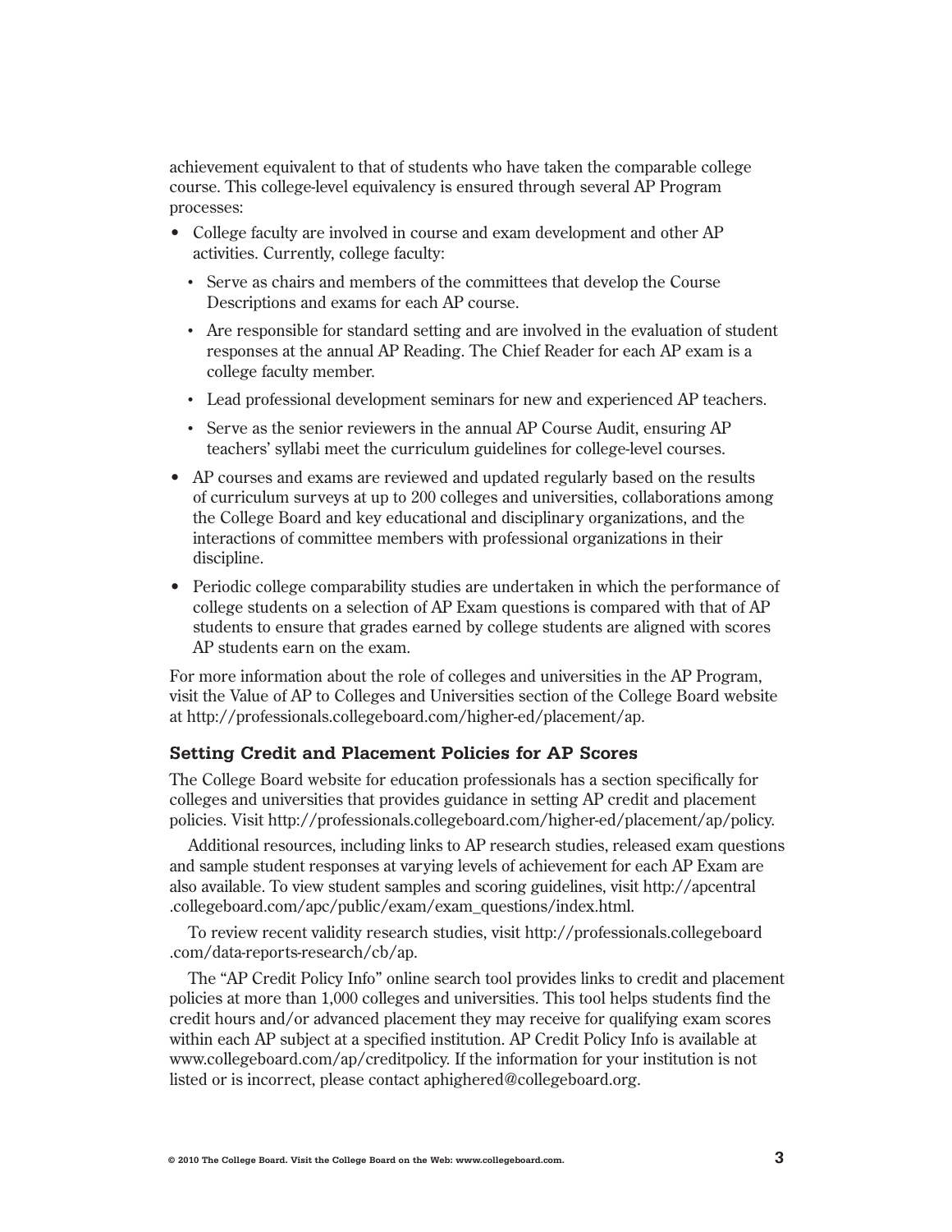achievement equivalent to that of students who have taken the comparable college course. This college-level equivalency is ensured through several AP Program processes:

- College faculty are involved in course and exam development and other AP activities. Currently, college faculty:
  - Serve as chairs and members of the committees that develop the Course Descriptions and exams for each AP course.
  - Are responsible for standard setting and are involved in the evaluation of student responses at the annual AP Reading. The Chief Reader for each AP exam is a college faculty member.
  - Lead professional development seminars for new and experienced AP teachers.
  - Serve as the senior reviewers in the annual AP Course Audit, ensuring AP teachers' syllabi meet the curriculum guidelines for college-level courses.
- AP courses and exams are reviewed and updated regularly based on the results of curriculum surveys at up to 200 colleges and universities, collaborations among the College Board and key educational and disciplinary organizations, and the interactions of committee members with professional organizations in their discipline.
- Periodic college comparability studies are undertaken in which the performance of college students on a selection of AP Exam questions is compared with that of AP students to ensure that grades earned by college students are aligned with scores AP students earn on the exam.

For more information about the role of colleges and universities in the AP Program, visit the Value of AP to Colleges and Universities section of the College Board website at http://professionals.collegeboard.com/higher-ed/placement/ap.

### Setting Credit and Placement Policies for AP Scores

The College Board website for education professionals has a section specifically for colleges and universities that provides guidance in setting AP credit and placement policies. Visit http://professionals.collegeboard.com/higher-ed/placement/ap/policy.

Additional resources, including links to AP research studies, released exam questions and sample student responses at varying levels of achievement for each AP Exam are also available. To view student samples and scoring guidelines, visit http://apcentral.collegeboard.com/apc/public/exam/exam_questions/index.html.

To review recent validity research studies, visit http://professionals.collegeboard.com/data-reports-research/cb/ap.

The "AP Credit Policy Info" online search tool provides links to credit and placement policies at more than 1,000 colleges and universities. This tool helps students find the credit hours and/or advanced placement they may receive for qualifying exam scores within each AP subject at a specified institution. AP Credit Policy Info is available at www.collegeboard.com/ap/creditpolicy. If the information for your institution is not listed or is incorrect, please contact aphighered@collegeboard.org.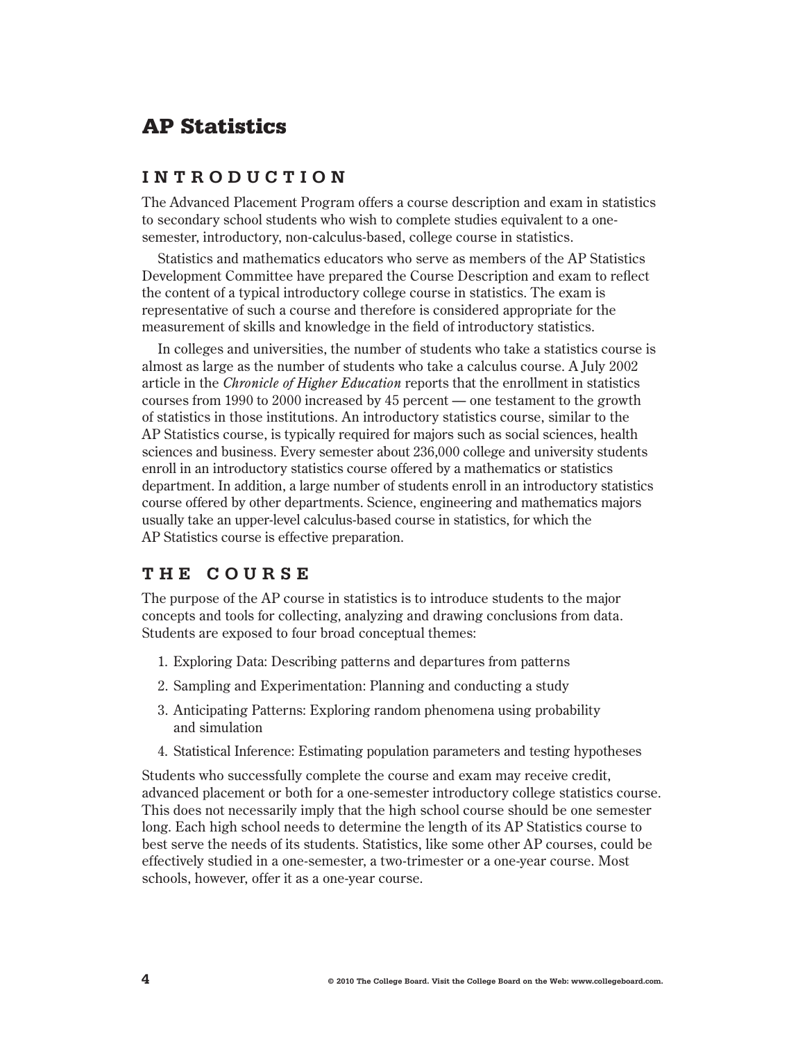# AP Statistics

## INTRODUCTION

The Advanced Placement Program offers a course description and exam in statistics to secondary school students who wish to complete studies equivalent to a one-semester, introductory, non-calculus-based, college course in statistics.

Statistics and mathematics educators who serve as members of the AP Statistics Development Committee have prepared the Course Description and exam to reflect the content of a typical introductory college course in statistics. The exam is representative of such a course and therefore is considered appropriate for the measurement of skills and knowledge in the field of introductory statistics.

In colleges and universities, the number of students who take a statistics course is almost as large as the number of students who take a calculus course. A July 2002 article in the *Chronicle of Higher Education* reports that the enrollment in statistics courses from 1990 to 2000 increased by 45 percent — one testament to the growth of statistics in those institutions. An introductory statistics course, similar to the AP Statistics course, is typically required for majors such as social sciences, health sciences and business. Every semester about 236,000 college and university students enroll in an introductory statistics course offered by a mathematics or statistics department. In addition, a large number of students enroll in an introductory statistics course offered by other departments. Science, engineering and mathematics majors usually take an upper-level calculus-based course in statistics, for which the AP Statistics course is effective preparation.

## THE COURSE

The purpose of the AP course in statistics is to introduce students to the major concepts and tools for collecting, analyzing and drawing conclusions from data. Students are exposed to four broad conceptual themes:

1. Exploring Data: Describing patterns and departures from patterns
2. Sampling and Experimentation: Planning and conducting a study
3. Anticipating Patterns: Exploring random phenomena using probability and simulation
4. Statistical Inference: Estimating population parameters and testing hypotheses

Students who successfully complete the course and exam may receive credit, advanced placement or both for a one-semester introductory college statistics course. This does not necessarily imply that the high school course should be one semester long. Each high school needs to determine the length of its AP Statistics course to best serve the needs of its students. Statistics, like some other AP courses, could be effectively studied in a one-semester, a two-trimester or a one-year course. Most schools, however, offer it as a one-year course.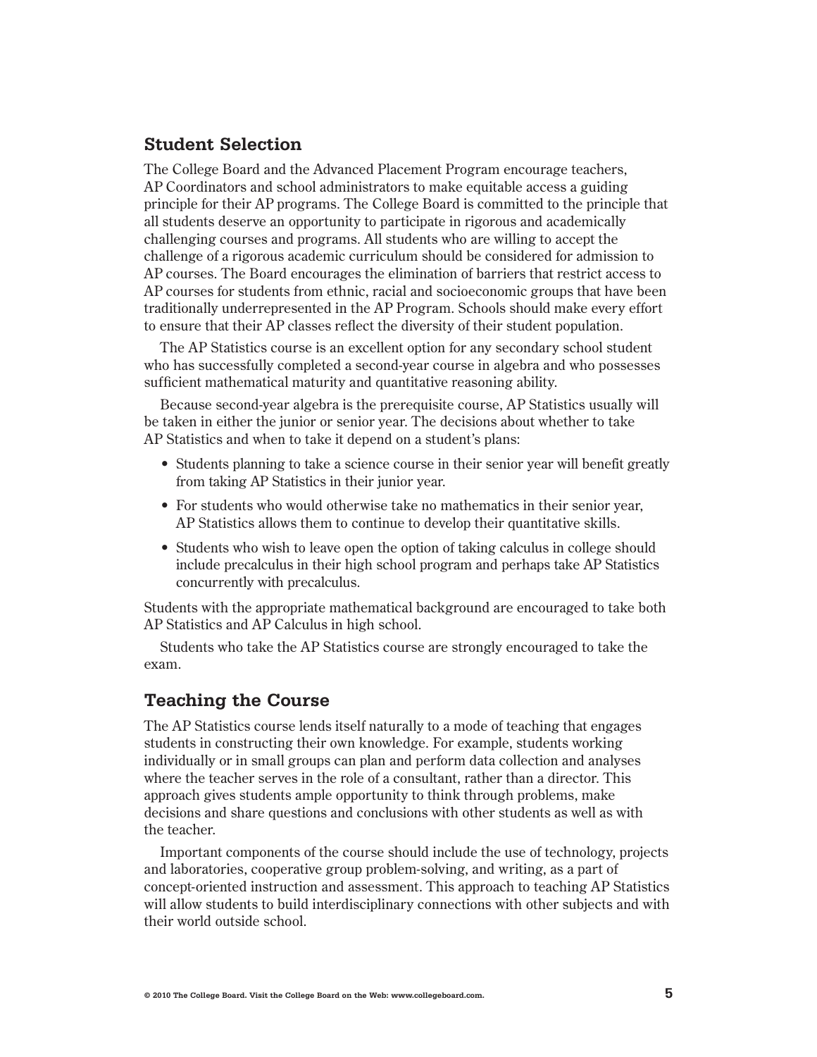## Student Selection

The College Board and the Advanced Placement Program encourage teachers, AP Coordinators and school administrators to make equitable access a guiding principle for their AP programs. The College Board is committed to the principle that all students deserve an opportunity to participate in rigorous and academically challenging courses and programs. All students who are willing to accept the challenge of a rigorous academic curriculum should be considered for admission to AP courses. The Board encourages the elimination of barriers that restrict access to AP courses for students from ethnic, racial and socioeconomic groups that have been traditionally underrepresented in the AP Program. Schools should make every effort to ensure that their AP classes reflect the diversity of their student population.

The AP Statistics course is an excellent option for any secondary school student who has successfully completed a second-year course in algebra and who possesses sufficient mathematical maturity and quantitative reasoning ability.

Because second-year algebra is the prerequisite course, AP Statistics usually will be taken in either the junior or senior year. The decisions about whether to take AP Statistics and when to take it depend on a student's plans:

- Students planning to take a science course in their senior year will benefit greatly from taking AP Statistics in their junior year.
- For students who would otherwise take no mathematics in their senior year, AP Statistics allows them to continue to develop their quantitative skills.
- Students who wish to leave open the option of taking calculus in college should include precalculus in their high school program and perhaps take AP Statistics concurrently with precalculus.

Students with the appropriate mathematical background are encouraged to take both AP Statistics and AP Calculus in high school.

Students who take the AP Statistics course are strongly encouraged to take the exam.

## Teaching the Course

The AP Statistics course lends itself naturally to a mode of teaching that engages students in constructing their own knowledge. For example, students working individually or in small groups can plan and perform data collection and analyses where the teacher serves in the role of a consultant, rather than a director. This approach gives students ample opportunity to think through problems, make decisions and share questions and conclusions with other students as well as with the teacher.

Important components of the course should include the use of technology, projects and laboratories, cooperative group problem-solving, and writing, as a part of concept-oriented instruction and assessment. This approach to teaching AP Statistics will allow students to build interdisciplinary connections with other subjects and with their world outside school.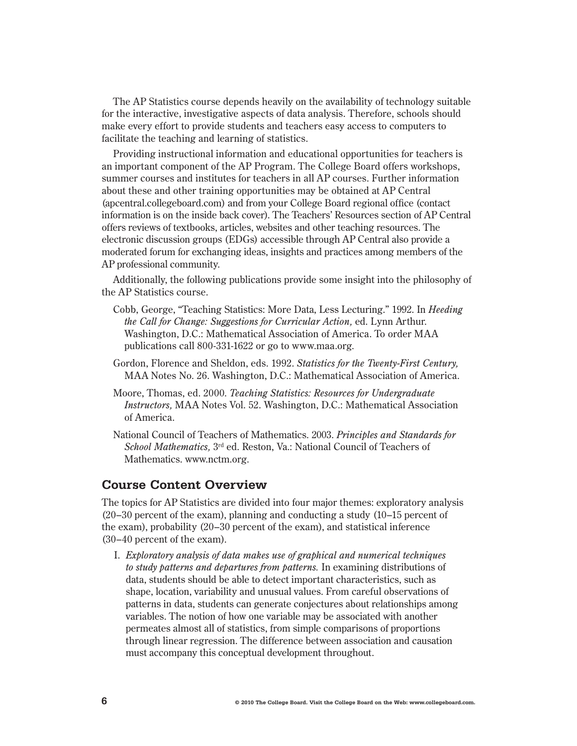The AP Statistics course depends heavily on the availability of technology suitable for the interactive, investigative aspects of data analysis. Therefore, schools should make every effort to provide students and teachers easy access to computers to facilitate the teaching and learning of statistics.

Providing instructional information and educational opportunities for teachers is an important component of the AP Program. The College Board offers workshops, summer courses and institutes for teachers in all AP courses. Further information about these and other training opportunities may be obtained at AP Central (apcentral.collegeboard.com) and from your College Board regional office (contact information is on the inside back cover). The Teachers' Resources section of AP Central offers reviews of textbooks, articles, websites and other teaching resources. The electronic discussion groups (EDGs) accessible through AP Central also provide a moderated forum for exchanging ideas, insights and practices among members of the AP professional community.

Additionally, the following publications provide some insight into the philosophy of the AP Statistics course.

Cobb, George, "Teaching Statistics: More Data, Less Lecturing." 1992. In *Heeding the Call for Change: Suggestions for Curricular Action,* ed. Lynn Arthur. Washington, D.C.: Mathematical Association of America. To order MAA publications call 800-331-1622 or go to www.maa.org.

Gordon, Florence and Sheldon, eds. 1992. *Statistics for the Twenty-First Century,* MAA Notes No. 26. Washington, D.C.: Mathematical Association of America.

Moore, Thomas, ed. 2000. *Teaching Statistics: Resources for Undergraduate Instructors,* MAA Notes Vol. 52. Washington, D.C.: Mathematical Association of America.

National Council of Teachers of Mathematics. 2003. *Principles and Standards for School Mathematics,* 3rd ed. Reston, Va.: National Council of Teachers of Mathematics. www.nctm.org.

## Course Content Overview

The topics for AP Statistics are divided into four major themes: exploratory analysis (20–30 percent of the exam), planning and conducting a study (10–15 percent of the exam), probability (20–30 percent of the exam), and statistical inference (30–40 percent of the exam).

I. *Exploratory analysis of data makes use of graphical and numerical techniques to study patterns and departures from patterns.* In examining distributions of data, students should be able to detect important characteristics, such as shape, location, variability and unusual values. From careful observations of patterns in data, students can generate conjectures about relationships among variables. The notion of how one variable may be associated with another permeates almost all of statistics, from simple comparisons of proportions through linear regression. The difference between association and causation must accompany this conceptual development throughout.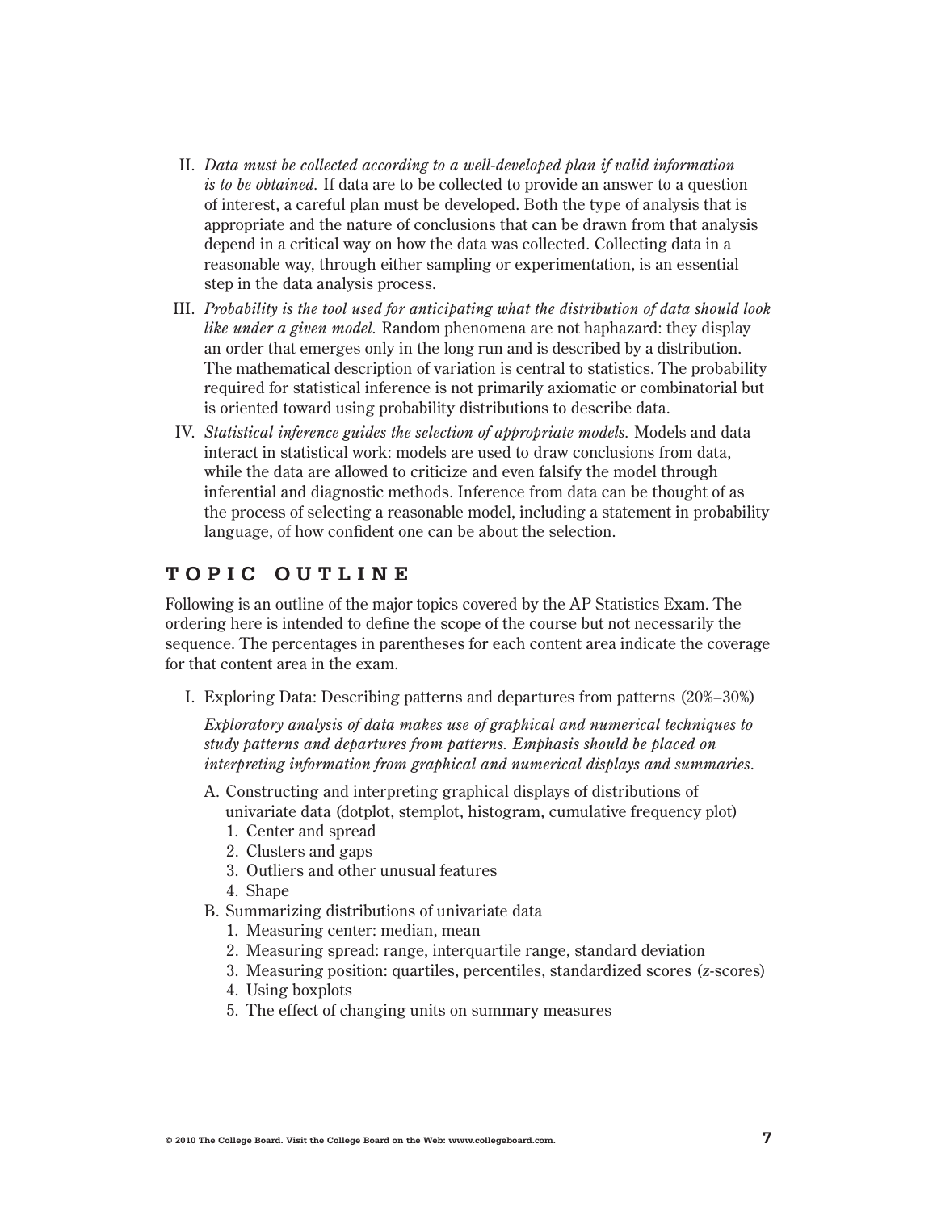II. *Data must be collected according to a well-developed plan if valid information is to be obtained.* If data are to be collected to provide an answer to a question of interest, a careful plan must be developed. Both the type of analysis that is appropriate and the nature of conclusions that can be drawn from that analysis depend in a critical way on how the data was collected. Collecting data in a reasonable way, through either sampling or experimentation, is an essential step in the data analysis process.

III. *Probability is the tool used for anticipating what the distribution of data should look like under a given model.* Random phenomena are not haphazard: they display an order that emerges only in the long run and is described by a distribution. The mathematical description of variation is central to statistics. The probability required for statistical inference is not primarily axiomatic or combinatorial but is oriented toward using probability distributions to describe data.

IV. *Statistical inference guides the selection of appropriate models.* Models and data interact in statistical work: models are used to draw conclusions from data, while the data are allowed to criticize and even falsify the model through inferential and diagnostic methods. Inference from data can be thought of as the process of selecting a reasonable model, including a statement in probability language, of how confident one can be about the selection.

## TOPIC OUTLINE

Following is an outline of the major topics covered by the AP Statistics Exam. The ordering here is intended to define the scope of the course but not necessarily the sequence. The percentages in parentheses for each content area indicate the coverage for that content area in the exam.

I. Exploring Data: Describing patterns and departures from patterns (20%–30%)

*Exploratory analysis of data makes use of graphical and numerical techniques to study patterns and departures from patterns. Emphasis should be placed on interpreting information from graphical and numerical displays and summaries.*

- A. Constructing and interpreting graphical displays of distributions of univariate data (dotplot, stemplot, histogram, cumulative frequency plot)
  1. Center and spread
  2. Clusters and gaps
  3. Outliers and other unusual features
  4. Shape
- B. Summarizing distributions of univariate data
  1. Measuring center: median, mean
  2. Measuring spread: range, interquartile range, standard deviation
  3. Measuring position: quartiles, percentiles, standardized scores (z-scores)
  4. Using boxplots
  5. The effect of changing units on summary measures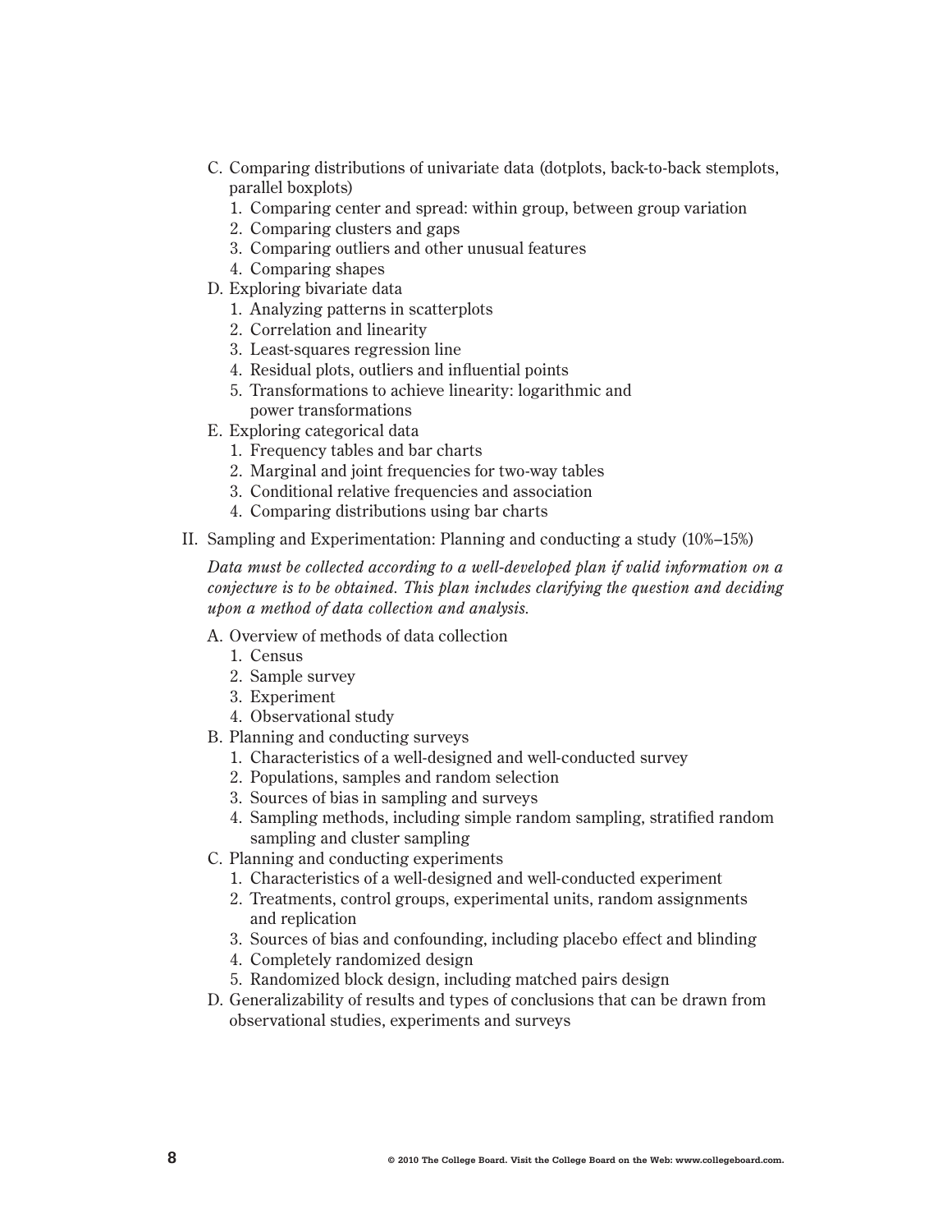C. Comparing distributions of univariate data (dotplots, back-to-back stemplots, parallel boxplots)
   1. Comparing center and spread: within group, between group variation
   2. Comparing clusters and gaps
   3. Comparing outliers and other unusual features
   4. Comparing shapes

D. Exploring bivariate data
   1. Analyzing patterns in scatterplots
   2. Correlation and linearity
   3. Least-squares regression line
   4. Residual plots, outliers and influential points
   5. Transformations to achieve linearity: logarithmic and power transformations

E. Exploring categorical data
   1. Frequency tables and bar charts
   2. Marginal and joint frequencies for two-way tables
   3. Conditional relative frequencies and association
   4. Comparing distributions using bar charts

II. Sampling and Experimentation: Planning and conducting a study (10%–15%)

*Data must be collected according to a well-developed plan if valid information on a conjecture is to be obtained. This plan includes clarifying the question and deciding upon a method of data collection and analysis.*

A. Overview of methods of data collection
   1. Census
   2. Sample survey
   3. Experiment
   4. Observational study

B. Planning and conducting surveys
   1. Characteristics of a well-designed and well-conducted survey
   2. Populations, samples and random selection
   3. Sources of bias in sampling and surveys
   4. Sampling methods, including simple random sampling, stratified random sampling and cluster sampling

C. Planning and conducting experiments
   1. Characteristics of a well-designed and well-conducted experiment
   2. Treatments, control groups, experimental units, random assignments and replication
   3. Sources of bias and confounding, including placebo effect and blinding
   4. Completely randomized design
   5. Randomized block design, including matched pairs design

D. Generalizability of results and types of conclusions that can be drawn from observational studies, experiments and surveys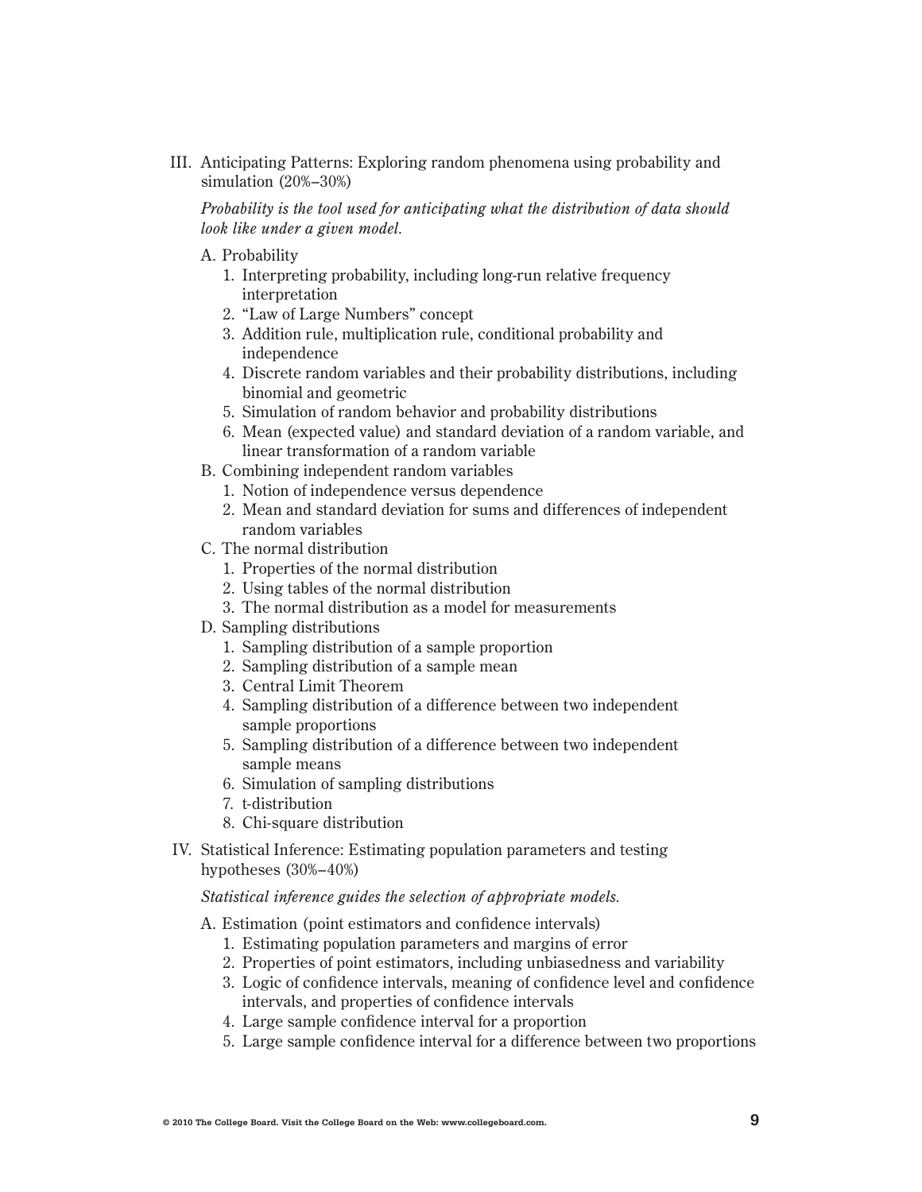III. Anticipating Patterns: Exploring random phenomena using probability and simulation (20%–30%)

*Probability is the tool used for anticipating what the distribution of data should look like under a given model.*

A. Probability
   1. Interpreting probability, including long-run relative frequency interpretation
   2. "Law of Large Numbers" concept
   3. Addition rule, multiplication rule, conditional probability and independence
   4. Discrete random variables and their probability distributions, including binomial and geometric
   5. Simulation of random behavior and probability distributions
   6. Mean (expected value) and standard deviation of a random variable, and linear transformation of a random variable

B. Combining independent random variables
   1. Notion of independence versus dependence
   2. Mean and standard deviation for sums and differences of independent random variables

C. The normal distribution
   1. Properties of the normal distribution
   2. Using tables of the normal distribution
   3. The normal distribution as a model for measurements

D. Sampling distributions
   1. Sampling distribution of a sample proportion
   2. Sampling distribution of a sample mean
   3. Central Limit Theorem
   4. Sampling distribution of a difference between two independent sample proportions
   5. Sampling distribution of a difference between two independent sample means
   6. Simulation of sampling distributions
   7. t-distribution
   8. Chi-square distribution

IV. Statistical Inference: Estimating population parameters and testing hypotheses (30%–40%)

*Statistical inference guides the selection of appropriate models.*

A. Estimation (point estimators and confidence intervals)
   1. Estimating population parameters and margins of error
   2. Properties of point estimators, including unbiasedness and variability
   3. Logic of confidence intervals, meaning of confidence level and confidence intervals, and properties of confidence intervals
   4. Large sample confidence interval for a proportion
   5. Large sample confidence interval for a difference between two proportions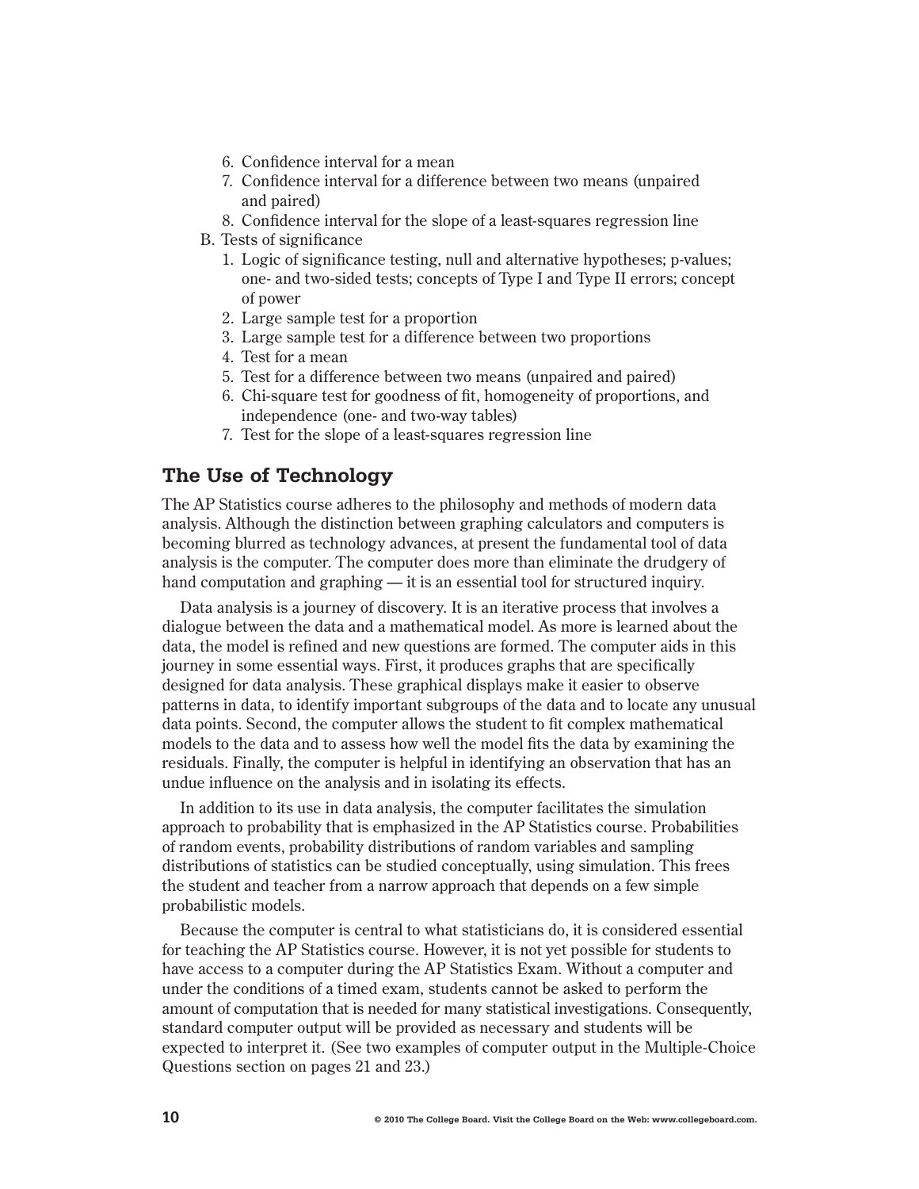6. Confidence interval for a mean
7. Confidence interval for a difference between two means (unpaired and paired)
8. Confidence interval for the slope of a least-squares regression line

B. Tests of significance

1. Logic of significance testing, null and alternative hypotheses; p-values; one- and two-sided tests; concepts of Type I and Type II errors; concept of power
2. Large sample test for a proportion
3. Large sample test for a difference between two proportions
4. Test for a mean
5. Test for a difference between two means (unpaired and paired)
6. Chi-square test for goodness of fit, homogeneity of proportions, and independence (one- and two-way tables)
7. Test for the slope of a least-squares regression line

## The Use of Technology

The AP Statistics course adheres to the philosophy and methods of modern data analysis. Although the distinction between graphing calculators and computers is becoming blurred as technology advances, at present the fundamental tool of data analysis is the computer. The computer does more than eliminate the drudgery of hand computation and graphing — it is an essential tool for structured inquiry.

Data analysis is a journey of discovery. It is an iterative process that involves a dialogue between the data and a mathematical model. As more is learned about the data, the model is refined and new questions are formed. The computer aids in this journey in some essential ways. First, it produces graphs that are specifically designed for data analysis. These graphical displays make it easier to observe patterns in data, to identify important subgroups of the data and to locate any unusual data points. Second, the computer allows the student to fit complex mathematical models to the data and to assess how well the model fits the data by examining the residuals. Finally, the computer is helpful in identifying an observation that has an undue influence on the analysis and in isolating its effects.

In addition to its use in data analysis, the computer facilitates the simulation approach to probability that is emphasized in the AP Statistics course. Probabilities of random events, probability distributions of random variables and sampling distributions of statistics can be studied conceptually, using simulation. This frees the student and teacher from a narrow approach that depends on a few simple probabilistic models.

Because the computer is central to what statisticians do, it is considered essential for teaching the AP Statistics course. However, it is not yet possible for students to have access to a computer during the AP Statistics Exam. Without a computer and under the conditions of a timed exam, students cannot be asked to perform the amount of computation that is needed for many statistical investigations. Consequently, standard computer output will be provided as necessary and students will be expected to interpret it. (See two examples of computer output in the Multiple-Choice Questions section on pages 21 and 23.)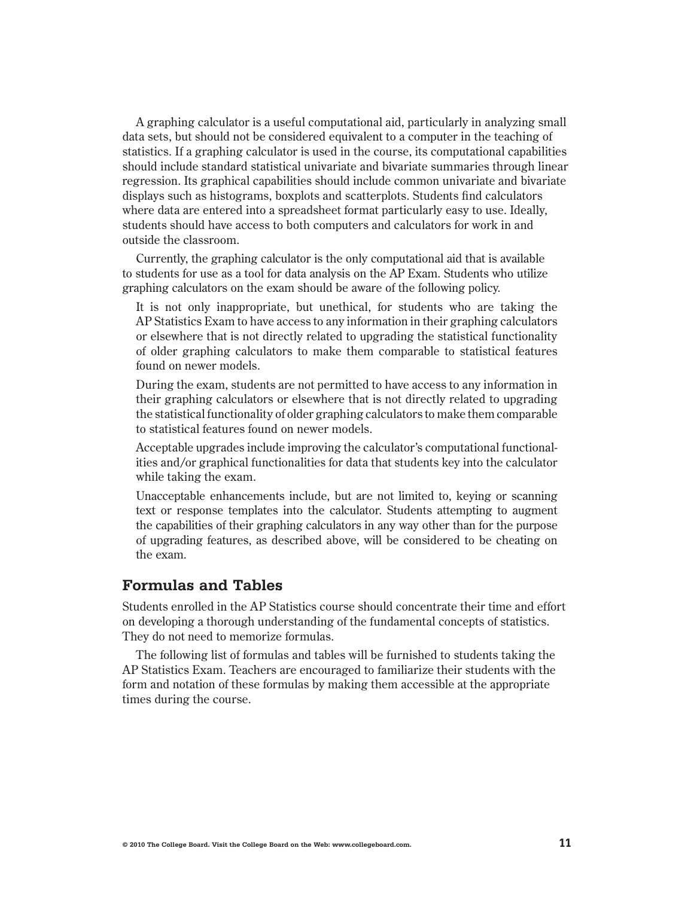A graphing calculator is a useful computational aid, particularly in analyzing small data sets, but should not be considered equivalent to a computer in the teaching of statistics. If a graphing calculator is used in the course, its computational capabilities should include standard statistical univariate and bivariate summaries through linear regression. Its graphical capabilities should include common univariate and bivariate displays such as histograms, boxplots and scatterplots. Students find calculators where data are entered into a spreadsheet format particularly easy to use. Ideally, students should have access to both computers and calculators for work in and outside the classroom.

Currently, the graphing calculator is the only computational aid that is available to students for use as a tool for data analysis on the AP Exam. Students who utilize graphing calculators on the exam should be aware of the following policy.

> It is not only inappropriate, but unethical, for students who are taking the AP Statistics Exam to have access to any information in their graphing calculators or elsewhere that is not directly related to upgrading the statistical functionality of older graphing calculators to make them comparable to statistical features found on newer models.
>
> During the exam, students are not permitted to have access to any information in their graphing calculators or elsewhere that is not directly related to upgrading the statistical functionality of older graphing calculators to make them comparable to statistical features found on newer models.
>
> Acceptable upgrades include improving the calculator's computational functionalities and/or graphical functionalities for data that students key into the calculator while taking the exam.
>
> Unacceptable enhancements include, but are not limited to, keying or scanning text or response templates into the calculator. Students attempting to augment the capabilities of their graphing calculators in any way other than for the purpose of upgrading features, as described above, will be considered to be cheating on the exam.

## Formulas and Tables

Students enrolled in the AP Statistics course should concentrate their time and effort on developing a thorough understanding of the fundamental concepts of statistics. They do not need to memorize formulas.

The following list of formulas and tables will be furnished to students taking the AP Statistics Exam. Teachers are encouraged to familiarize their students with the form and notation of these formulas by making them accessible at the appropriate times during the course.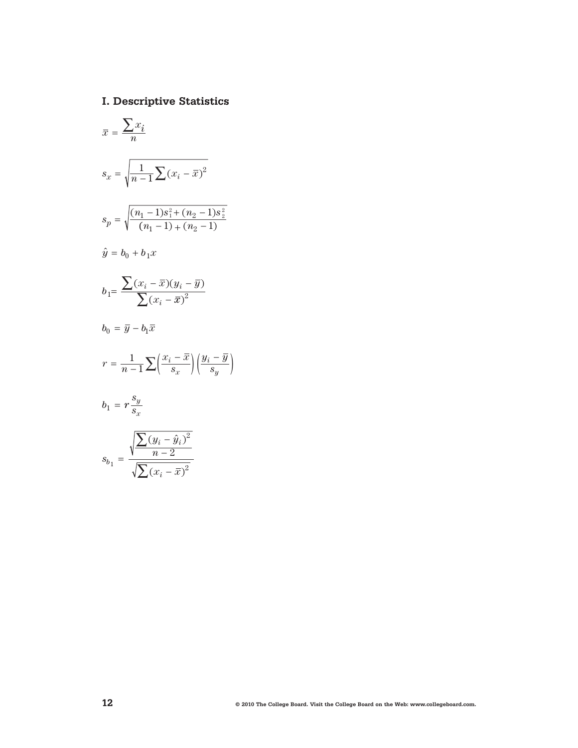## I. Descriptive Statistics

$$\bar{x} = \frac{\sum x_i}{n}$$

$$s_x = \sqrt{\frac{1}{n-1}\sum (x_i - \bar{x})^2}$$

$$s_p = \sqrt{\frac{(n_1 - 1)s_1^2 + (n_2 - 1)s_2^2}{(n_1 - 1) + (n_2 - 1)}}$$

$$\hat{y} = b_0 + b_1 x$$

$$b_1 = \frac{\sum (x_i - \bar{x})(y_i - \bar{y})}{\sum (x_i - \bar{x})^2}$$

$$b_0 = \bar{y} - b_1 \bar{x}$$

$$r = \frac{1}{n-1}\sum \left(\frac{x_i - \bar{x}}{s_x}\right)\left(\frac{y_i - \bar{y}}{s_y}\right)$$

$$b_1 = r\frac{s_y}{s_x}$$

$$s_{b_1} = \frac{\sqrt{\frac{\sum (y_i - \hat{y}_i)^2}{n-2}}}{\sqrt{\sum (x_i - \bar{x})^2}}$$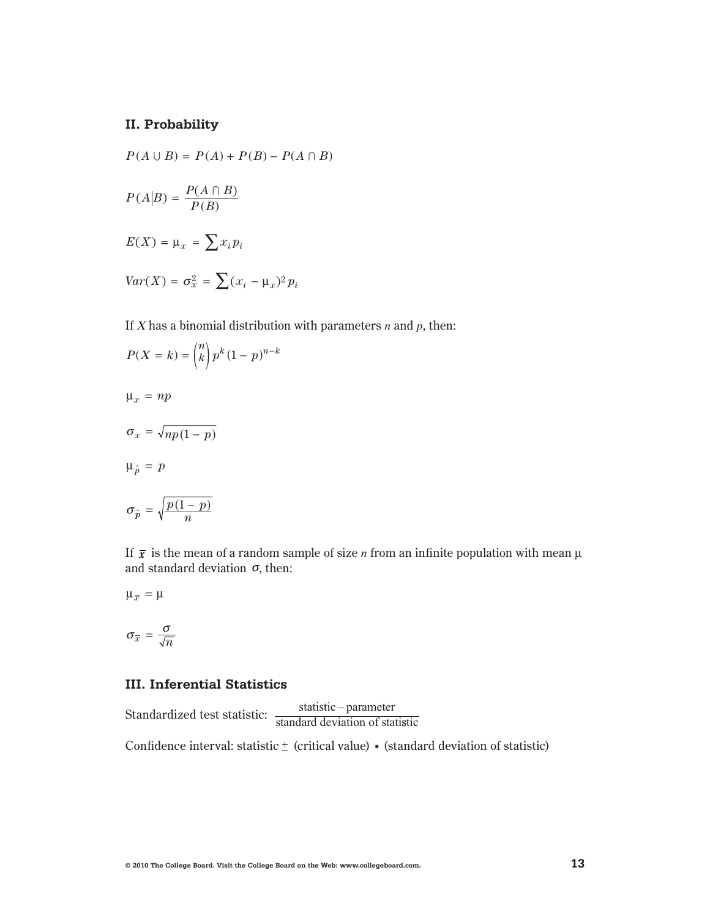## II. Probability

$$P(A \cup B) = P(A) + P(B) - P(A \cap B)$$

$$P(A|B) = \frac{P(A \cap B)}{P(B)}$$

$$E(X) = \mu_x = \sum x_i p_i$$

$$Var(X) = \sigma_x^2 = \sum (x_i - \mu_x)^2 p_i$$

If $X$ has a binomial distribution with parameters $n$ and $p$, then:

$$P(X = k) = \binom{n}{k} p^k (1 - p)^{n-k}$$

$$\mu_x = np$$

$$\sigma_x = \sqrt{np(1 - p)}$$

$$\mu_{\hat{p}} = p$$

$$\sigma_{\hat{p}} = \sqrt{\frac{p(1 - p)}{n}}$$

If $\bar{x}$ is the mean of a random sample of size $n$ from an infinite population with mean $\mu$ and standard deviation $\sigma$, then:

$$\mu_{\bar{x}} = \mu$$

$$\sigma_{\bar{x}} = \frac{\sigma}{\sqrt{n}}$$

## III. Inferential Statistics

Standardized test statistic: $\dfrac{\text{statistic} - \text{parameter}}{\text{standard deviation of statistic}}$

Confidence interval: statistic $\pm$ (critical value) $\bullet$ (standard deviation of statistic)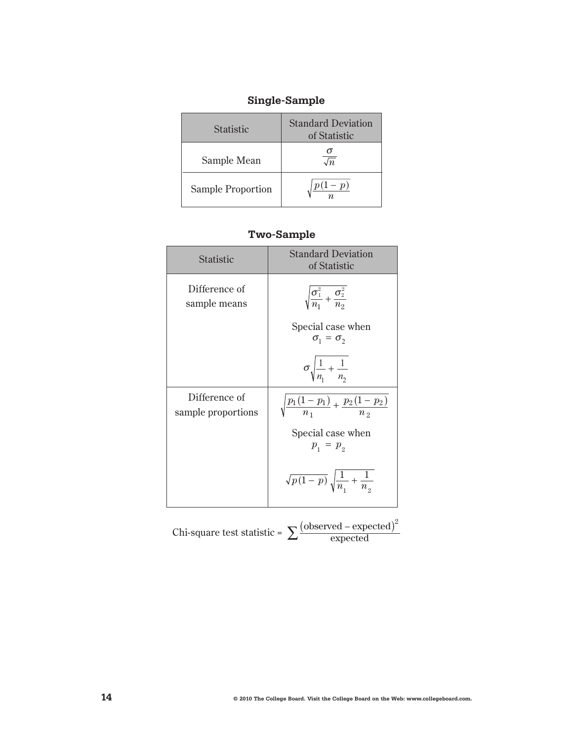### Single-Sample

| Statistic | Standard Deviation of Statistic |
|---|---|
| Sample Mean | $\frac{\sigma}{\sqrt{n}}$ |
| Sample Proportion | $\sqrt{\frac{p(1-p)}{n}}$ |

### Two-Sample

| Statistic | Standard Deviation of Statistic |
|---|---|
| Difference of sample means | $\sqrt{\frac{\sigma_1^2}{n_1} + \frac{\sigma_2^2}{n_2}}$ <br> Special case when $\sigma_1 = \sigma_2$ <br> $\sigma\sqrt{\frac{1}{n_1} + \frac{1}{n_2}}$ |
| Difference of sample proportions | $\sqrt{\frac{p_1(1-p_1)}{n_1} + \frac{p_2(1-p_2)}{n_2}}$ <br> Special case when $p_1 = p_2$ <br> $\sqrt{p(1-p)}\sqrt{\frac{1}{n_1} + \frac{1}{n_2}}$ |

$$\text{Chi-square test statistic} = \sum \frac{(\text{observed} - \text{expected})^2}{\text{expected}}$$

© 2010 The College Board. Visit the College Board on the Web: www.collegeboard.com.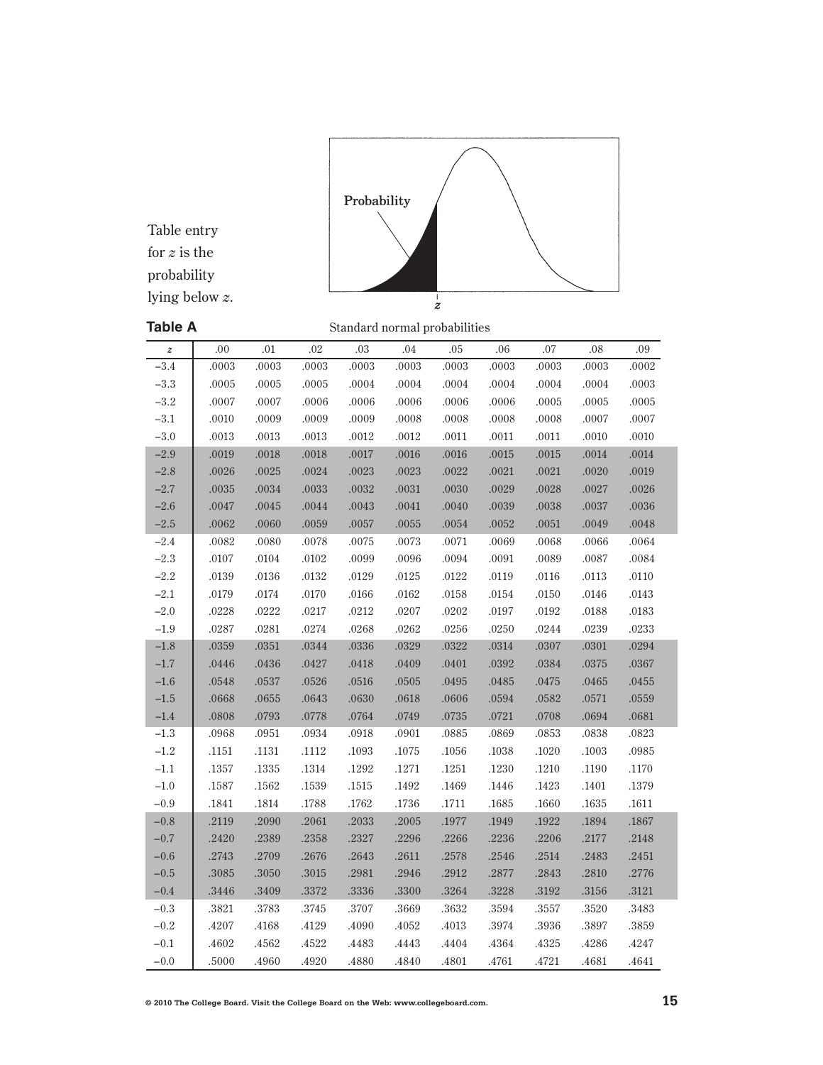Table entry for $z$ is the probability lying below $z$.

Probability

$z$

**Table A** Standard normal probabilities

| $z$ | .00 | .01 | .02 | .03 | .04 | .05 | .06 | .07 | .08 | .09 |
|---|---|---|---|---|---|---|---|---|---|---|
| −3.4 | .0003 | .0003 | .0003 | .0003 | .0003 | .0003 | .0003 | .0003 | .0003 | .0002 |
| −3.3 | .0005 | .0005 | .0005 | .0004 | .0004 | .0004 | .0004 | .0004 | .0004 | .0003 |
| −3.2 | .0007 | .0007 | .0006 | .0006 | .0006 | .0006 | .0006 | .0005 | .0005 | .0005 |
| −3.1 | .0010 | .0009 | .0009 | .0009 | .0008 | .0008 | .0008 | .0008 | .0007 | .0007 |
| −3.0 | .0013 | .0013 | .0013 | .0012 | .0012 | .0011 | .0011 | .0011 | .0010 | .0010 |
| −2.9 | .0019 | .0018 | .0018 | .0017 | .0016 | .0016 | .0015 | .0015 | .0014 | .0014 |
| −2.8 | .0026 | .0025 | .0024 | .0023 | .0023 | .0022 | .0021 | .0021 | .0020 | .0019 |
| −2.7 | .0035 | .0034 | .0033 | .0032 | .0031 | .0030 | .0029 | .0028 | .0027 | .0026 |
| −2.6 | .0047 | .0045 | .0044 | .0043 | .0041 | .0040 | .0039 | .0038 | .0037 | .0036 |
| −2.5 | .0062 | .0060 | .0059 | .0057 | .0055 | .0054 | .0052 | .0051 | .0049 | .0048 |
| −2.4 | .0082 | .0080 | .0078 | .0075 | .0073 | .0071 | .0069 | .0068 | .0066 | .0064 |
| −2.3 | .0107 | .0104 | .0102 | .0099 | .0096 | .0094 | .0091 | .0089 | .0087 | .0084 |
| −2.2 | .0139 | .0136 | .0132 | .0129 | .0125 | .0122 | .0119 | .0116 | .0113 | .0110 |
| −2.1 | .0179 | .0174 | .0170 | .0166 | .0162 | .0158 | .0154 | .0150 | .0146 | .0143 |
| −2.0 | .0228 | .0222 | .0217 | .0212 | .0207 | .0202 | .0197 | .0192 | .0188 | .0183 |
| −1.9 | .0287 | .0281 | .0274 | .0268 | .0262 | .0256 | .0250 | .0244 | .0239 | .0233 |
| −1.8 | .0359 | .0351 | .0344 | .0336 | .0329 | .0322 | .0314 | .0307 | .0301 | .0294 |
| −1.7 | .0446 | .0436 | .0427 | .0418 | .0409 | .0401 | .0392 | .0384 | .0375 | .0367 |
| −1.6 | .0548 | .0537 | .0526 | .0516 | .0505 | .0495 | .0485 | .0475 | .0465 | .0455 |
| −1.5 | .0668 | .0655 | .0643 | .0630 | .0618 | .0606 | .0594 | .0582 | .0571 | .0559 |
| −1.4 | .0808 | .0793 | .0778 | .0764 | .0749 | .0735 | .0721 | .0708 | .0694 | .0681 |
| −1.3 | .0968 | .0951 | .0934 | .0918 | .0901 | .0885 | .0869 | .0853 | .0838 | .0823 |
| −1.2 | .1151 | .1131 | .1112 | .1093 | .1075 | .1056 | .1038 | .1020 | .1003 | .0985 |
| −1.1 | .1357 | .1335 | .1314 | .1292 | .1271 | .1251 | .1230 | .1210 | .1190 | .1170 |
| −1.0 | .1587 | .1562 | .1539 | .1515 | .1492 | .1469 | .1446 | .1423 | .1401 | .1379 |
| −0.9 | .1841 | .1814 | .1788 | .1762 | .1736 | .1711 | .1685 | .1660 | .1635 | .1611 |
| −0.8 | .2119 | .2090 | .2061 | .2033 | .2005 | .1977 | .1949 | .1922 | .1894 | .1867 |
| −0.7 | .2420 | .2389 | .2358 | .2327 | .2296 | .2266 | .2236 | .2206 | .2177 | .2148 |
| −0.6 | .2743 | .2709 | .2676 | .2643 | .2611 | .2578 | .2546 | .2514 | .2483 | .2451 |
| −0.5 | .3085 | .3050 | .3015 | .2981 | .2946 | .2912 | .2877 | .2843 | .2810 | .2776 |
| −0.4 | .3446 | .3409 | .3372 | .3336 | .3300 | .3264 | .3228 | .3192 | .3156 | .3121 |
| −0.3 | .3821 | .3783 | .3745 | .3707 | .3669 | .3632 | .3594 | .3557 | .3520 | .3483 |
| −0.2 | .4207 | .4168 | .4129 | .4090 | .4052 | .4013 | .3974 | .3936 | .3897 | .3859 |
| −0.1 | .4602 | .4562 | .4522 | .4483 | .4443 | .4404 | .4364 | .4325 | .4286 | .4247 |
| −0.0 | .5000 | .4960 | .4920 | .4880 | .4840 | .4801 | .4761 | .4721 | .4681 | .4641 |

© 2010 The College Board. Visit the College Board on the Web: www.collegeboard.com.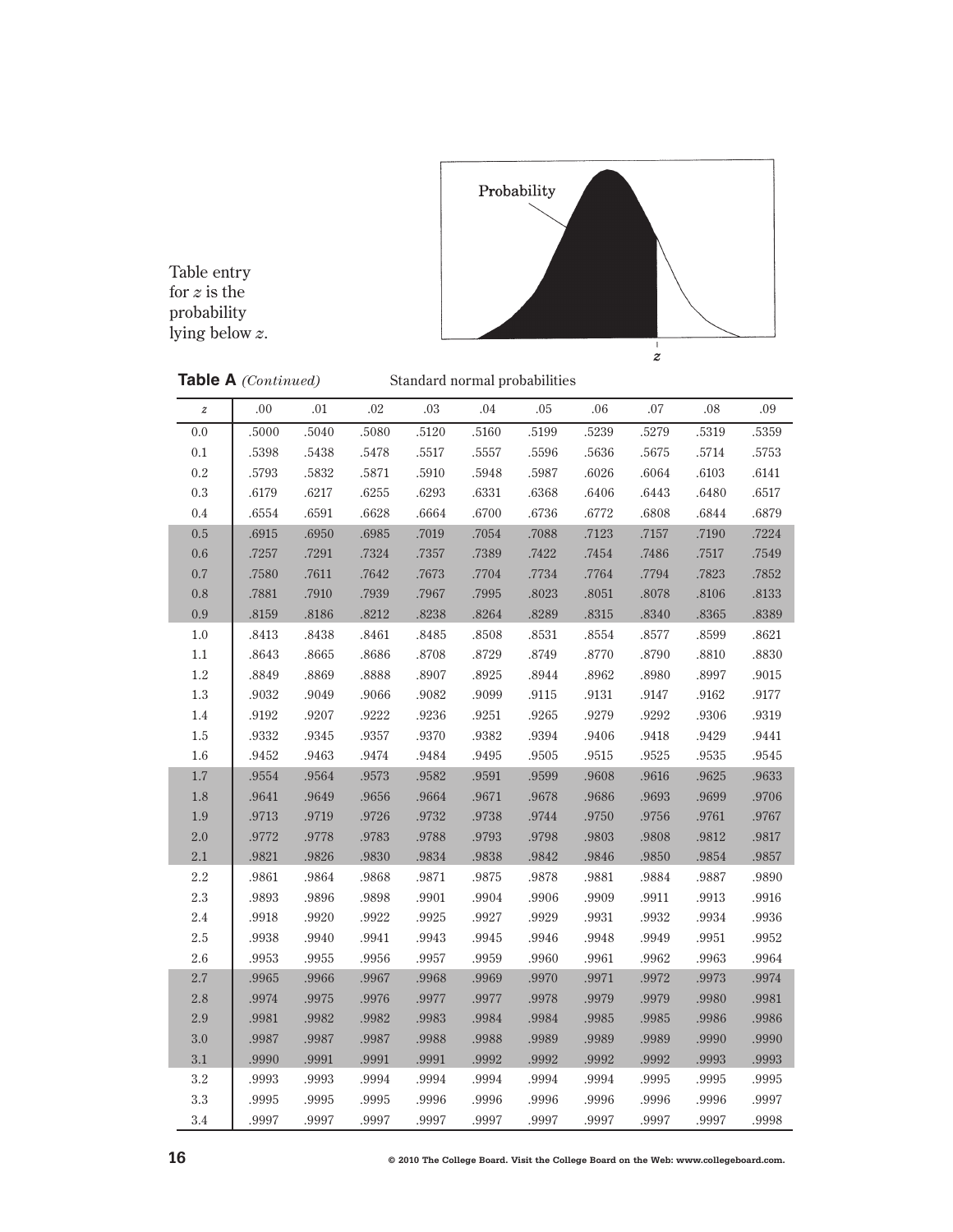Table entry for $z$ is the probability lying below $z$.

**Table A** *(Continued)* Standard normal probabilities

| $z$ | .00 | .01 | .02 | .03 | .04 | .05 | .06 | .07 | .08 | .09 |
|---|---|---|---|---|---|---|---|---|---|---|
| 0.0 | .5000 | .5040 | .5080 | .5120 | .5160 | .5199 | .5239 | .5279 | .5319 | .5359 |
| 0.1 | .5398 | .5438 | .5478 | .5517 | .5557 | .5596 | .5636 | .5675 | .5714 | .5753 |
| 0.2 | .5793 | .5832 | .5871 | .5910 | .5948 | .5987 | .6026 | .6064 | .6103 | .6141 |
| 0.3 | .6179 | .6217 | .6255 | .6293 | .6331 | .6368 | .6406 | .6443 | .6480 | .6517 |
| 0.4 | .6554 | .6591 | .6628 | .6664 | .6700 | .6736 | .6772 | .6808 | .6844 | .6879 |
| 0.5 | .6915 | .6950 | .6985 | .7019 | .7054 | .7088 | .7123 | .7157 | .7190 | .7224 |
| 0.6 | .7257 | .7291 | .7324 | .7357 | .7389 | .7422 | .7454 | .7486 | .7517 | .7549 |
| 0.7 | .7580 | .7611 | .7642 | .7673 | .7704 | .7734 | .7764 | .7794 | .7823 | .7852 |
| 0.8 | .7881 | .7910 | .7939 | .7967 | .7995 | .8023 | .8051 | .8078 | .8106 | .8133 |
| 0.9 | .8159 | .8186 | .8212 | .8238 | .8264 | .8289 | .8315 | .8340 | .8365 | .8389 |
| 1.0 | .8413 | .8438 | .8461 | .8485 | .8508 | .8531 | .8554 | .8577 | .8599 | .8621 |
| 1.1 | .8643 | .8665 | .8686 | .8708 | .8729 | .8749 | .8770 | .8790 | .8810 | .8830 |
| 1.2 | .8849 | .8869 | .8888 | .8907 | .8925 | .8944 | .8962 | .8980 | .8997 | .9015 |
| 1.3 | .9032 | .9049 | .9066 | .9082 | .9099 | .9115 | .9131 | .9147 | .9162 | .9177 |
| 1.4 | .9192 | .9207 | .9222 | .9236 | .9251 | .9265 | .9279 | .9292 | .9306 | .9319 |
| 1.5 | .9332 | .9345 | .9357 | .9370 | .9382 | .9394 | .9406 | .9418 | .9429 | .9441 |
| 1.6 | .9452 | .9463 | .9474 | .9484 | .9495 | .9505 | .9515 | .9525 | .9535 | .9545 |
| 1.7 | .9554 | .9564 | .9573 | .9582 | .9591 | .9599 | .9608 | .9616 | .9625 | .9633 |
| 1.8 | .9641 | .9649 | .9656 | .9664 | .9671 | .9678 | .9686 | .9693 | .9699 | .9706 |
| 1.9 | .9713 | .9719 | .9726 | .9732 | .9738 | .9744 | .9750 | .9756 | .9761 | .9767 |
| 2.0 | .9772 | .9778 | .9783 | .9788 | .9793 | .9798 | .9803 | .9808 | .9812 | .9817 |
| 2.1 | .9821 | .9826 | .9830 | .9834 | .9838 | .9842 | .9846 | .9850 | .9854 | .9857 |
| 2.2 | .9861 | .9864 | .9868 | .9871 | .9875 | .9878 | .9881 | .9884 | .9887 | .9890 |
| 2.3 | .9893 | .9896 | .9898 | .9901 | .9904 | .9906 | .9909 | .9911 | .9913 | .9916 |
| 2.4 | .9918 | .9920 | .9922 | .9925 | .9927 | .9929 | .9931 | .9932 | .9934 | .9936 |
| 2.5 | .9938 | .9940 | .9941 | .9943 | .9945 | .9946 | .9948 | .9949 | .9951 | .9952 |
| 2.6 | .9953 | .9955 | .9956 | .9957 | .9959 | .9960 | .9961 | .9962 | .9963 | .9964 |
| 2.7 | .9965 | .9966 | .9967 | .9968 | .9969 | .9970 | .9971 | .9972 | .9973 | .9974 |
| 2.8 | .9974 | .9975 | .9976 | .9977 | .9977 | .9978 | .9979 | .9979 | .9980 | .9981 |
| 2.9 | .9981 | .9982 | .9982 | .9983 | .9984 | .9984 | .9985 | .9985 | .9986 | .9986 |
| 3.0 | .9987 | .9987 | .9987 | .9988 | .9988 | .9989 | .9989 | .9989 | .9990 | .9990 |
| 3.1 | .9990 | .9991 | .9991 | .9991 | .9992 | .9992 | .9992 | .9992 | .9993 | .9993 |
| 3.2 | .9993 | .9993 | .9994 | .9994 | .9994 | .9994 | .9994 | .9995 | .9995 | .9995 |
| 3.3 | .9995 | .9995 | .9995 | .9996 | .9996 | .9996 | .9996 | .9996 | .9996 | .9997 |
| 3.4 | .9997 | .9997 | .9997 | .9997 | .9997 | .9997 | .9997 | .9997 | .9997 | .9998 |

© 2010 The College Board. Visit the College Board on the Web: www.collegeboard.com.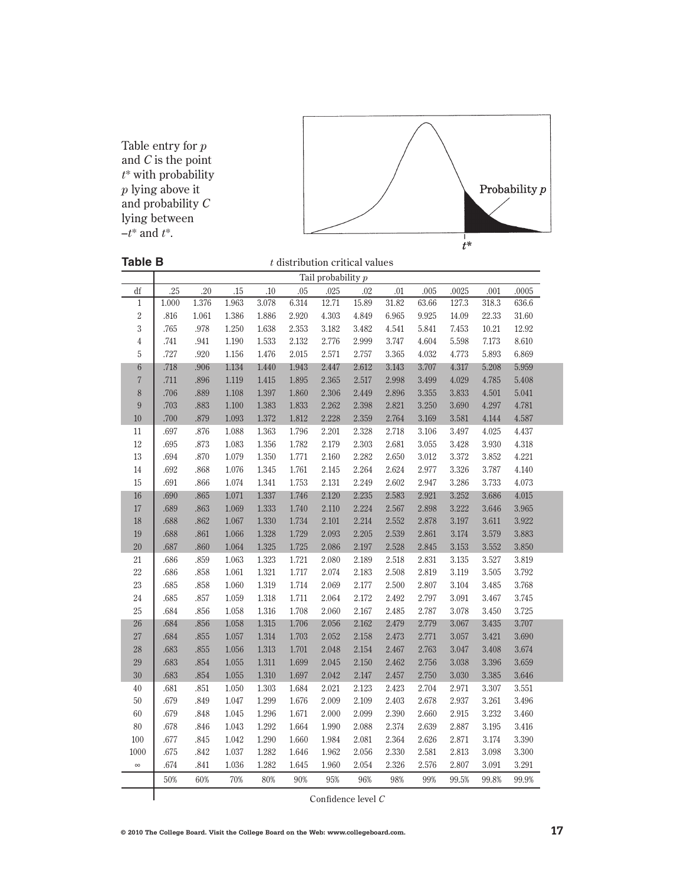Table entry for $p$ and $C$ is the point $t^*$ with probability $p$ lying above it and probability $C$ lying between $-t^*$ and $t^*$.

**Table B** $t$ distribution critical values

| df | .25 | .20 | .15 | .10 | .05 | .025 | .02 | .01 | .005 | .0025 | .001 | .0005 |
|---|---|---|---|---|---|---|---|---|---|---|---|---|
| | Tail probability $p$ | | | | | | | | | | | |
| 1 | 1.000 | 1.376 | 1.963 | 3.078 | 6.314 | 12.71 | 15.89 | 31.82 | 63.66 | 127.3 | 318.3 | 636.6 |
| 2 | .816 | 1.061 | 1.386 | 1.886 | 2.920 | 4.303 | 4.849 | 6.965 | 9.925 | 14.09 | 22.33 | 31.60 |
| 3 | .765 | .978 | 1.250 | 1.638 | 2.353 | 3.182 | 3.482 | 4.541 | 5.841 | 7.453 | 10.21 | 12.92 |
| 4 | .741 | .941 | 1.190 | 1.533 | 2.132 | 2.776 | 2.999 | 3.747 | 4.604 | 5.598 | 7.173 | 8.610 |
| 5 | .727 | .920 | 1.156 | 1.476 | 2.015 | 2.571 | 2.757 | 3.365 | 4.032 | 4.773 | 5.893 | 6.869 |
| 6 | .718 | .906 | 1.134 | 1.440 | 1.943 | 2.447 | 2.612 | 3.143 | 3.707 | 4.317 | 5.208 | 5.959 |
| 7 | .711 | .896 | 1.119 | 1.415 | 1.895 | 2.365 | 2.517 | 2.998 | 3.499 | 4.029 | 4.785 | 5.408 |
| 8 | .706 | .889 | 1.108 | 1.397 | 1.860 | 2.306 | 2.449 | 2.896 | 3.355 | 3.833 | 4.501 | 5.041 |
| 9 | .703 | .883 | 1.100 | 1.383 | 1.833 | 2.262 | 2.398 | 2.821 | 3.250 | 3.690 | 4.297 | 4.781 |
| 10 | .700 | .879 | 1.093 | 1.372 | 1.812 | 2.228 | 2.359 | 2.764 | 3.169 | 3.581 | 4.144 | 4.587 |
| 11 | .697 | .876 | 1.088 | 1.363 | 1.796 | 2.201 | 2.328 | 2.718 | 3.106 | 3.497 | 4.025 | 4.437 |
| 12 | .695 | .873 | 1.083 | 1.356 | 1.782 | 2.179 | 2.303 | 2.681 | 3.055 | 3.428 | 3.930 | 4.318 |
| 13 | .694 | .870 | 1.079 | 1.350 | 1.771 | 2.160 | 2.282 | 2.650 | 3.012 | 3.372 | 3.852 | 4.221 |
| 14 | .692 | .868 | 1.076 | 1.345 | 1.761 | 2.145 | 2.264 | 2.624 | 2.977 | 3.326 | 3.787 | 4.140 |
| 15 | .691 | .866 | 1.074 | 1.341 | 1.753 | 2.131 | 2.249 | 2.602 | 2.947 | 3.286 | 3.733 | 4.073 |
| 16 | .690 | .865 | 1.071 | 1.337 | 1.746 | 2.120 | 2.235 | 2.583 | 2.921 | 3.252 | 3.686 | 4.015 |
| 17 | .689 | .863 | 1.069 | 1.333 | 1.740 | 2.110 | 2.224 | 2.567 | 2.898 | 3.222 | 3.646 | 3.965 |
| 18 | .688 | .862 | 1.067 | 1.330 | 1.734 | 2.101 | 2.214 | 2.552 | 2.878 | 3.197 | 3.611 | 3.922 |
| 19 | .688 | .861 | 1.066 | 1.328 | 1.729 | 2.093 | 2.205 | 2.539 | 2.861 | 3.174 | 3.579 | 3.883 |
| 20 | .687 | .860 | 1.064 | 1.325 | 1.725 | 2.086 | 2.197 | 2.528 | 2.845 | 3.153 | 3.552 | 3.850 |
| 21 | .686 | .859 | 1.063 | 1.323 | 1.721 | 2.080 | 2.189 | 2.518 | 2.831 | 3.135 | 3.527 | 3.819 |
| 22 | .686 | .858 | 1.061 | 1.321 | 1.717 | 2.074 | 2.183 | 2.508 | 2.819 | 3.119 | 3.505 | 3.792 |
| 23 | .685 | .858 | 1.060 | 1.319 | 1.714 | 2.069 | 2.177 | 2.500 | 2.807 | 3.104 | 3.485 | 3.768 |
| 24 | .685 | .857 | 1.059 | 1.318 | 1.711 | 2.064 | 2.172 | 2.492 | 2.797 | 3.091 | 3.467 | 3.745 |
| 25 | .684 | .856 | 1.058 | 1.316 | 1.708 | 2.060 | 2.167 | 2.485 | 2.787 | 3.078 | 3.450 | 3.725 |
| 26 | .684 | .856 | 1.058 | 1.315 | 1.706 | 2.056 | 2.162 | 2.479 | 2.779 | 3.067 | 3.435 | 3.707 |
| 27 | .684 | .855 | 1.057 | 1.314 | 1.703 | 2.052 | 2.158 | 2.473 | 2.771 | 3.057 | 3.421 | 3.690 |
| 28 | .683 | .855 | 1.056 | 1.313 | 1.701 | 2.048 | 2.154 | 2.467 | 2.763 | 3.047 | 3.408 | 3.674 |
| 29 | .683 | .854 | 1.055 | 1.311 | 1.699 | 2.045 | 2.150 | 2.462 | 2.756 | 3.038 | 3.396 | 3.659 |
| 30 | .683 | .854 | 1.055 | 1.310 | 1.697 | 2.042 | 2.147 | 2.457 | 2.750 | 3.030 | 3.385 | 3.646 |
| 40 | .681 | .851 | 1.050 | 1.303 | 1.684 | 2.021 | 2.123 | 2.423 | 2.704 | 2.971 | 3.307 | 3.551 |
| 50 | .679 | .849 | 1.047 | 1.299 | 1.676 | 2.009 | 2.109 | 2.403 | 2.678 | 2.937 | 3.261 | 3.496 |
| 60 | .679 | .848 | 1.045 | 1.296 | 1.671 | 2.000 | 2.099 | 2.390 | 2.660 | 2.915 | 3.232 | 3.460 |
| 80 | .678 | .846 | 1.043 | 1.292 | 1.664 | 1.990 | 2.088 | 2.374 | 2.639 | 2.887 | 3.195 | 3.416 |
| 100 | .677 | .845 | 1.042 | 1.290 | 1.660 | 1.984 | 2.081 | 2.364 | 2.626 | 2.871 | 3.174 | 3.390 |
| 1000 | .675 | .842 | 1.037 | 1.282 | 1.646 | 1.962 | 2.056 | 2.330 | 2.581 | 2.813 | 3.098 | 3.300 |
| $\infty$ | .674 | .841 | 1.036 | 1.282 | 1.645 | 1.960 | 2.054 | 2.326 | 2.576 | 2.807 | 3.091 | 3.291 |
| | 50% | 60% | 70% | 80% | 90% | 95% | 96% | 98% | 99% | 99.5% | 99.8% | 99.9% |
| | Confidence level $C$ | | | | | | | | | | | |

© 2010 The College Board. Visit the College Board on the Web: www.collegeboard.com.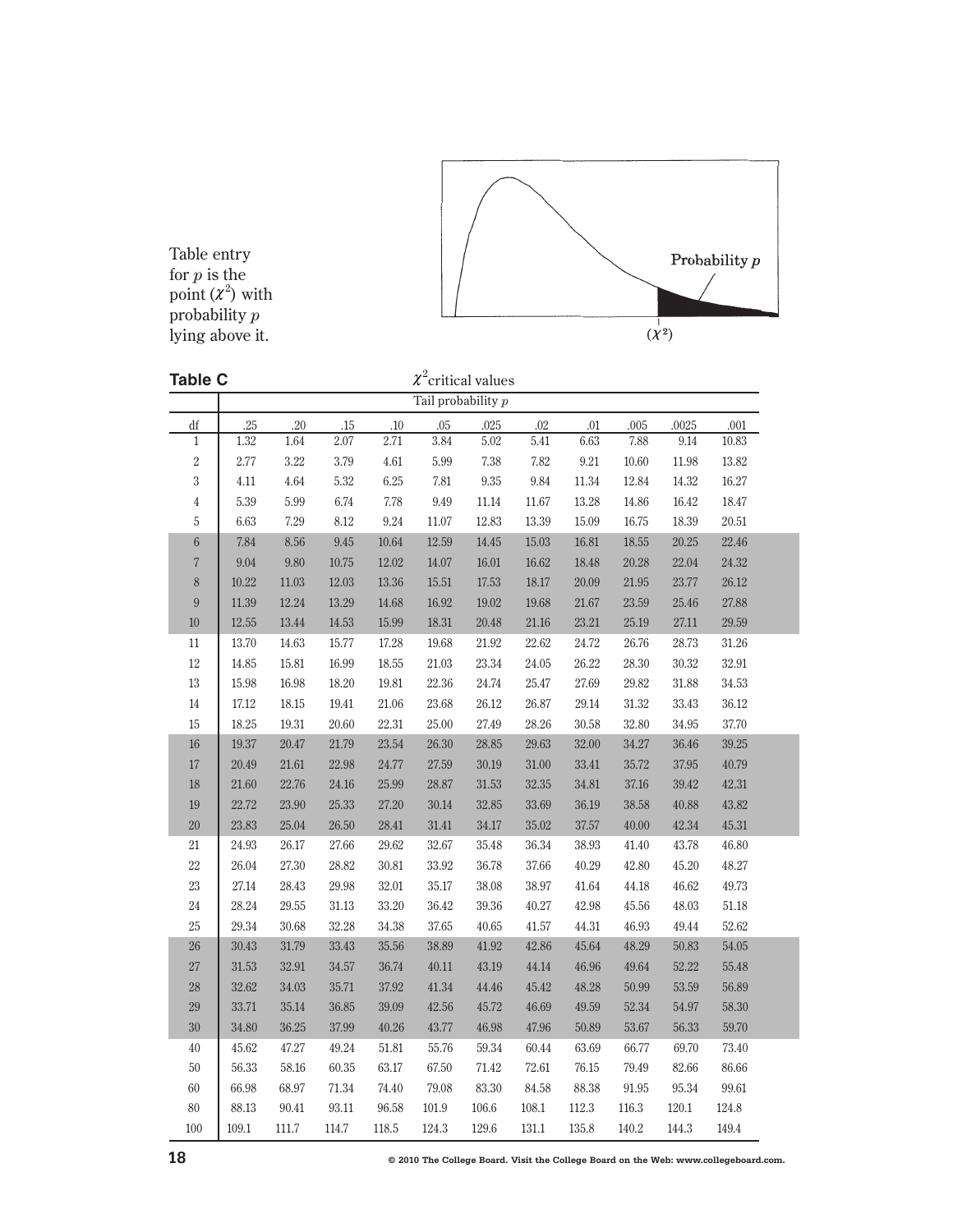Table entry for $p$ is the point $(\chi^2)$ with probability $p$ lying above it.

Probability $p$

$(\chi^2)$

**Table C** $\chi^2$ critical values

| | Tail probability $p$ | | | | | | | | | | |
|---|---|---|---|---|---|---|---|---|---|---|---|
| df | .25 | .20 | .15 | .10 | .05 | .025 | .02 | .01 | .005 | .0025 | .001 |
| 1 | 1.32 | 1.64 | 2.07 | 2.71 | 3.84 | 5.02 | 5.41 | 6.63 | 7.88 | 9.14 | 10.83 |
| 2 | 2.77 | 3.22 | 3.79 | 4.61 | 5.99 | 7.38 | 7.82 | 9.21 | 10.60 | 11.98 | 13.82 |
| 3 | 4.11 | 4.64 | 5.32 | 6.25 | 7.81 | 9.35 | 9.84 | 11.34 | 12.84 | 14.32 | 16.27 |
| 4 | 5.39 | 5.99 | 6.74 | 7.78 | 9.49 | 11.14 | 11.67 | 13.28 | 14.86 | 16.42 | 18.47 |
| 5 | 6.63 | 7.29 | 8.12 | 9.24 | 11.07 | 12.83 | 13.39 | 15.09 | 16.75 | 18.39 | 20.51 |
| 6 | 7.84 | 8.56 | 9.45 | 10.64 | 12.59 | 14.45 | 15.03 | 16.81 | 18.55 | 20.25 | 22.46 |
| 7 | 9.04 | 9.80 | 10.75 | 12.02 | 14.07 | 16.01 | 16.62 | 18.48 | 20.28 | 22.04 | 24.32 |
| 8 | 10.22 | 11.03 | 12.03 | 13.36 | 15.51 | 17.53 | 18.17 | 20.09 | 21.95 | 23.77 | 26.12 |
| 9 | 11.39 | 12.24 | 13.29 | 14.68 | 16.92 | 19.02 | 19.68 | 21.67 | 23.59 | 25.46 | 27.88 |
| 10 | 12.55 | 13.44 | 14.53 | 15.99 | 18.31 | 20.48 | 21.16 | 23.21 | 25.19 | 27.11 | 29.59 |
| 11 | 13.70 | 14.63 | 15.77 | 17.28 | 19.68 | 21.92 | 22.62 | 24.72 | 26.76 | 28.73 | 31.26 |
| 12 | 14.85 | 15.81 | 16.99 | 18.55 | 21.03 | 23.34 | 24.05 | 26.22 | 28.30 | 30.32 | 32.91 |
| 13 | 15.98 | 16.98 | 18.20 | 19.81 | 22.36 | 24.74 | 25.47 | 27.69 | 29.82 | 31.88 | 34.53 |
| 14 | 17.12 | 18.15 | 19.41 | 21.06 | 23.68 | 26.12 | 26.87 | 29.14 | 31.32 | 33.43 | 36.12 |
| 15 | 18.25 | 19.31 | 20.60 | 22.31 | 25.00 | 27.49 | 28.26 | 30.58 | 32.80 | 34.95 | 37.70 |
| 16 | 19.37 | 20.47 | 21.79 | 23.54 | 26.30 | 28.85 | 29.63 | 32.00 | 34.27 | 36.46 | 39.25 |
| 17 | 20.49 | 21.61 | 22.98 | 24.77 | 27.59 | 30.19 | 31.00 | 33.41 | 35.72 | 37.95 | 40.79 |
| 18 | 21.60 | 22.76 | 24.16 | 25.99 | 28.87 | 31.53 | 32.35 | 34.81 | 37.16 | 39.42 | 42.31 |
| 19 | 22.72 | 23.90 | 25.33 | 27.20 | 30.14 | 32.85 | 33.69 | 36.19 | 38.58 | 40.88 | 43.82 |
| 20 | 23.83 | 25.04 | 26.50 | 28.41 | 31.41 | 34.17 | 35.02 | 37.57 | 40.00 | 42.34 | 45.31 |
| 21 | 24.93 | 26.17 | 27.66 | 29.62 | 32.67 | 35.48 | 36.34 | 38.93 | 41.40 | 43.78 | 46.80 |
| 22 | 26.04 | 27.30 | 28.82 | 30.81 | 33.92 | 36.78 | 37.66 | 40.29 | 42.80 | 45.20 | 48.27 |
| 23 | 27.14 | 28.43 | 29.98 | 32.01 | 35.17 | 38.08 | 38.97 | 41.64 | 44.18 | 46.62 | 49.73 |
| 24 | 28.24 | 29.55 | 31.13 | 33.20 | 36.42 | 39.36 | 40.27 | 42.98 | 45.56 | 48.03 | 51.18 |
| 25 | 29.34 | 30.68 | 32.28 | 34.38 | 37.65 | 40.65 | 41.57 | 44.31 | 46.93 | 49.44 | 52.62 |
| 26 | 30.43 | 31.79 | 33.43 | 35.56 | 38.89 | 41.92 | 42.86 | 45.64 | 48.29 | 50.83 | 54.05 |
| 27 | 31.53 | 32.91 | 34.57 | 36.74 | 40.11 | 43.19 | 44.14 | 46.96 | 49.64 | 52.22 | 55.48 |
| 28 | 32.62 | 34.03 | 35.71 | 37.92 | 41.34 | 44.46 | 45.42 | 48.28 | 50.99 | 53.59 | 56.89 |
| 29 | 33.71 | 35.14 | 36.85 | 39.09 | 42.56 | 45.72 | 46.69 | 49.59 | 52.34 | 54.97 | 58.30 |
| 30 | 34.80 | 36.25 | 37.99 | 40.26 | 43.77 | 46.98 | 47.96 | 50.89 | 53.67 | 56.33 | 59.70 |
| 40 | 45.62 | 47.27 | 49.24 | 51.81 | 55.76 | 59.34 | 60.44 | 63.69 | 66.77 | 69.70 | 73.40 |
| 50 | 56.33 | 58.16 | 60.35 | 63.17 | 67.50 | 71.42 | 72.61 | 76.15 | 79.49 | 82.66 | 86.66 |
| 60 | 66.98 | 68.97 | 71.34 | 74.40 | 79.08 | 83.30 | 84.58 | 88.38 | 91.95 | 95.34 | 99.61 |
| 80 | 88.13 | 90.41 | 93.11 | 96.58 | 101.9 | 106.6 | 108.1 | 112.3 | 116.3 | 120.1 | 124.8 |
| 100 | 109.1 | 111.7 | 114.7 | 118.5 | 124.3 | 129.6 | 131.1 | 135.8 | 140.2 | 144.3 | 149.4 |

© 2010 The College Board. Visit the College Board on the Web: www.collegeboard.com.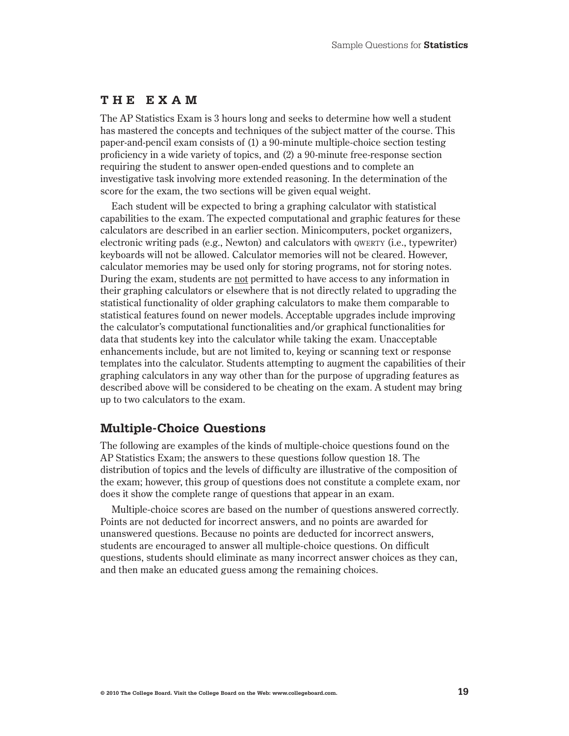## THE EXAM

The AP Statistics Exam is 3 hours long and seeks to determine how well a student has mastered the concepts and techniques of the subject matter of the course. This paper-and-pencil exam consists of (1) a 90-minute multiple-choice section testing proficiency in a wide variety of topics, and (2) a 90-minute free-response section requiring the student to answer open-ended questions and to complete an investigative task involving more extended reasoning. In the determination of the score for the exam, the two sections will be given equal weight.

Each student will be expected to bring a graphing calculator with statistical capabilities to the exam. The expected computational and graphic features for these calculators are described in an earlier section. Minicomputers, pocket organizers, electronic writing pads (e.g., Newton) and calculators with QWERTY (i.e., typewriter) keyboards will not be allowed. Calculator memories will not be cleared. However, calculator memories may be used only for storing programs, not for storing notes. During the exam, students are not permitted to have access to any information in their graphing calculators or elsewhere that is not directly related to upgrading the statistical functionality of older graphing calculators to make them comparable to statistical features found on newer models. Acceptable upgrades include improving the calculator's computational functionalities and/or graphical functionalities for data that students key into the calculator while taking the exam. Unacceptable enhancements include, but are not limited to, keying or scanning text or response templates into the calculator. Students attempting to augment the capabilities of their graphing calculators in any way other than for the purpose of upgrading features as described above will be considered to be cheating on the exam. A student may bring up to two calculators to the exam.

### Multiple-Choice Questions

The following are examples of the kinds of multiple-choice questions found on the AP Statistics Exam; the answers to these questions follow question 18. The distribution of topics and the levels of difficulty are illustrative of the composition of the exam; however, this group of questions does not constitute a complete exam, nor does it show the complete range of questions that appear in an exam.

Multiple-choice scores are based on the number of questions answered correctly. Points are not deducted for incorrect answers, and no points are awarded for unanswered questions. Because no points are deducted for incorrect answers, students are encouraged to answer all multiple-choice questions. On difficult questions, students should eliminate as many incorrect answer choices as they can, and then make an educated guess among the remaining choices.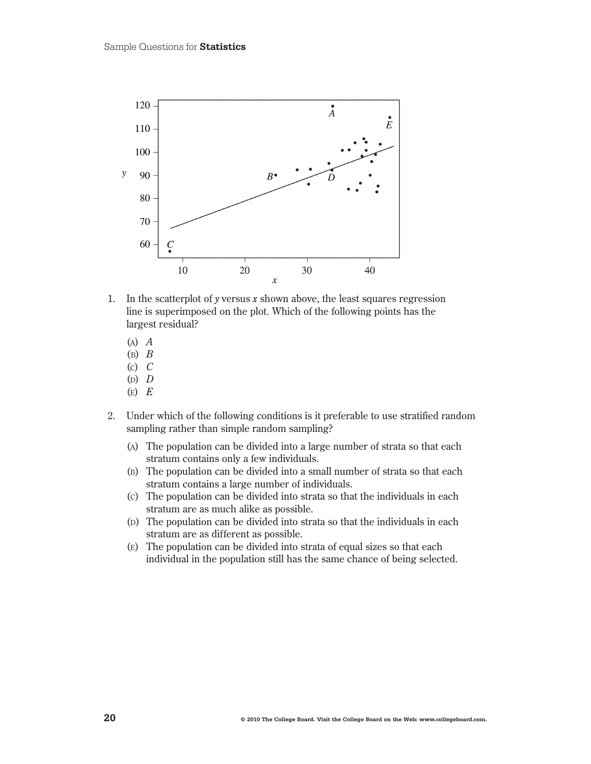1. In the scatterplot of $y$ versus $x$ shown above, the least squares regression line is superimposed on the plot. Which of the following points has the largest residual?

   (A) $A$
   (B) $B$
   (C) $C$
   (D) $D$
   (E) $E$

2. Under which of the following conditions is it preferable to use stratified random sampling rather than simple random sampling?

   (A) The population can be divided into a large number of strata so that each stratum contains only a few individuals.
   (B) The population can be divided into a small number of strata so that each stratum contains a large number of individuals.
   (C) The population can be divided into strata so that the individuals in each stratum are as much alike as possible.
   (D) The population can be divided into strata so that the individuals in each stratum are as different as possible.
   (E) The population can be divided into strata of equal sizes so that each individual in the population still has the same chance of being selected.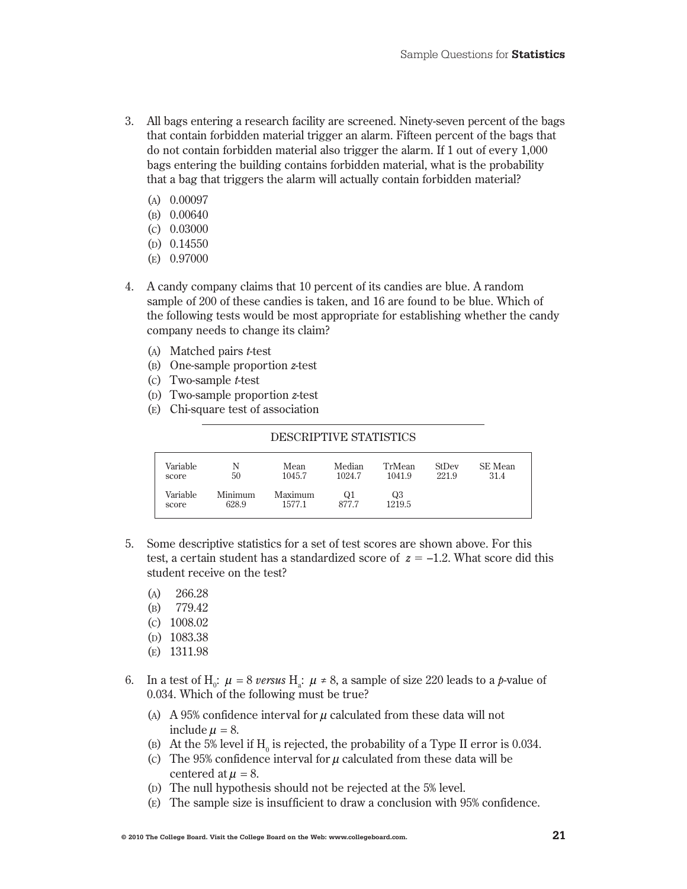3. All bags entering a research facility are screened. Ninety-seven percent of the bags that contain forbidden material trigger an alarm. Fifteen percent of the bags that do not contain forbidden material also trigger the alarm. If 1 out of every 1,000 bags entering the building contains forbidden material, what is the probability that a bag that triggers the alarm will actually contain forbidden material?

   (A) 0.00097
   (B) 0.00640
   (C) 0.03000
   (D) 0.14550
   (E) 0.97000

4. A candy company claims that 10 percent of its candies are blue. A random sample of 200 of these candies is taken, and 16 are found to be blue. Which of the following tests would be most appropriate for establishing whether the candy company needs to change its claim?

   (A) Matched pairs *t*-test
   (B) One-sample proportion *z*-test
   (C) Two-sample *t*-test
   (D) Two-sample proportion *z*-test
   (E) Chi-square test of association

DESCRIPTIVE STATISTICS

| Variable | N | Mean | Median | TrMean | StDev | SE Mean |
|---|---|---|---|---|---|---|
| score | 50 | 1045.7 | 1024.7 | 1041.9 | 221.9 | 31.4 |

| Variable | Minimum | Maximum | Q1 | Q3 |
|---|---|---|---|---|
| score | 628.9 | 1577.1 | 877.7 | 1219.5 |

5. Some descriptive statistics for a set of test scores are shown above. For this test, a certain student has a standardized score of $z = -1.2$. What score did this student receive on the test?

   (A) 266.28
   (B) 779.42
   (C) 1008.02
   (D) 1083.38
   (E) 1311.98

6. In a test of $H_0$: $\mu = 8$ *versus* $H_a$: $\mu \neq 8$, a sample of size 220 leads to a *p*-value of 0.034. Which of the following must be true?

   (A) A 95% confidence interval for $\mu$ calculated from these data will not include $\mu = 8$.
   (B) At the 5% level if $H_0$ is rejected, the probability of a Type II error is 0.034.
   (C) The 95% confidence interval for $\mu$ calculated from these data will be centered at $\mu = 8$.
   (D) The null hypothesis should not be rejected at the 5% level.
   (E) The sample size is insufficient to draw a conclusion with 95% confidence.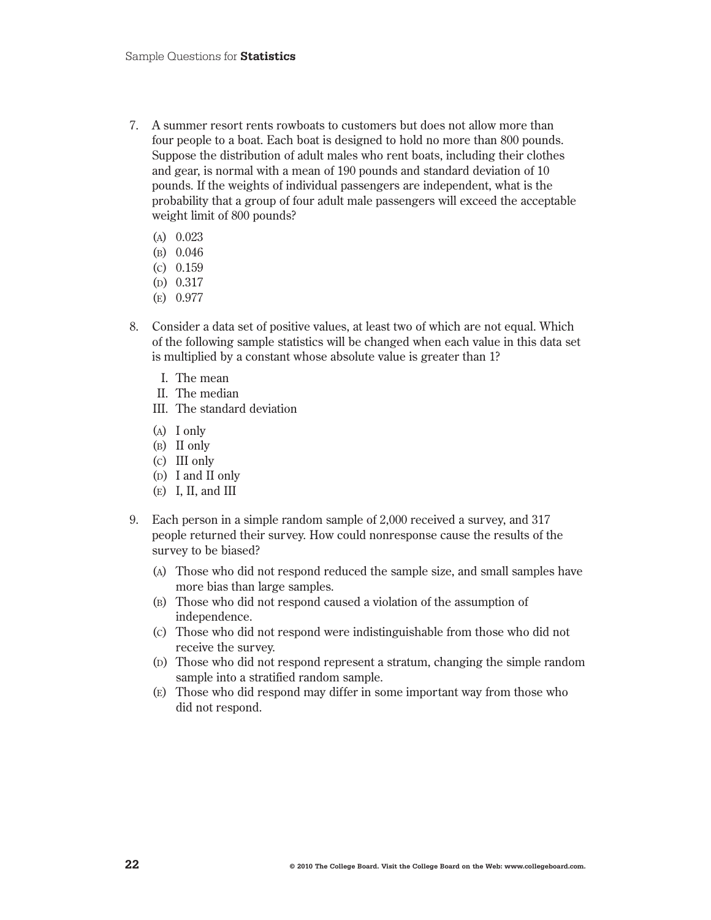7. A summer resort rents rowboats to customers but does not allow more than four people to a boat. Each boat is designed to hold no more than 800 pounds. Suppose the distribution of adult males who rent boats, including their clothes and gear, is normal with a mean of 190 pounds and standard deviation of 10 pounds. If the weights of individual passengers are independent, what is the probability that a group of four adult male passengers will exceed the acceptable weight limit of 800 pounds?

   (A) 0.023
   (B) 0.046
   (C) 0.159
   (D) 0.317
   (E) 0.977

8. Consider a data set of positive values, at least two of which are not equal. Which of the following sample statistics will be changed when each value in this data set is multiplied by a constant whose absolute value is greater than 1?

   I. The mean
   II. The median
   III. The standard deviation

   (A) I only
   (B) II only
   (C) III only
   (D) I and II only
   (E) I, II, and III

9. Each person in a simple random sample of 2,000 received a survey, and 317 people returned their survey. How could nonresponse cause the results of the survey to be biased?

   (A) Those who did not respond reduced the sample size, and small samples have more bias than large samples.
   (B) Those who did not respond caused a violation of the assumption of independence.
   (C) Those who did not respond were indistinguishable from those who did not receive the survey.
   (D) Those who did not respond represent a stratum, changing the simple random sample into a stratified random sample.
   (E) Those who did respond may differ in some important way from those who did not respond.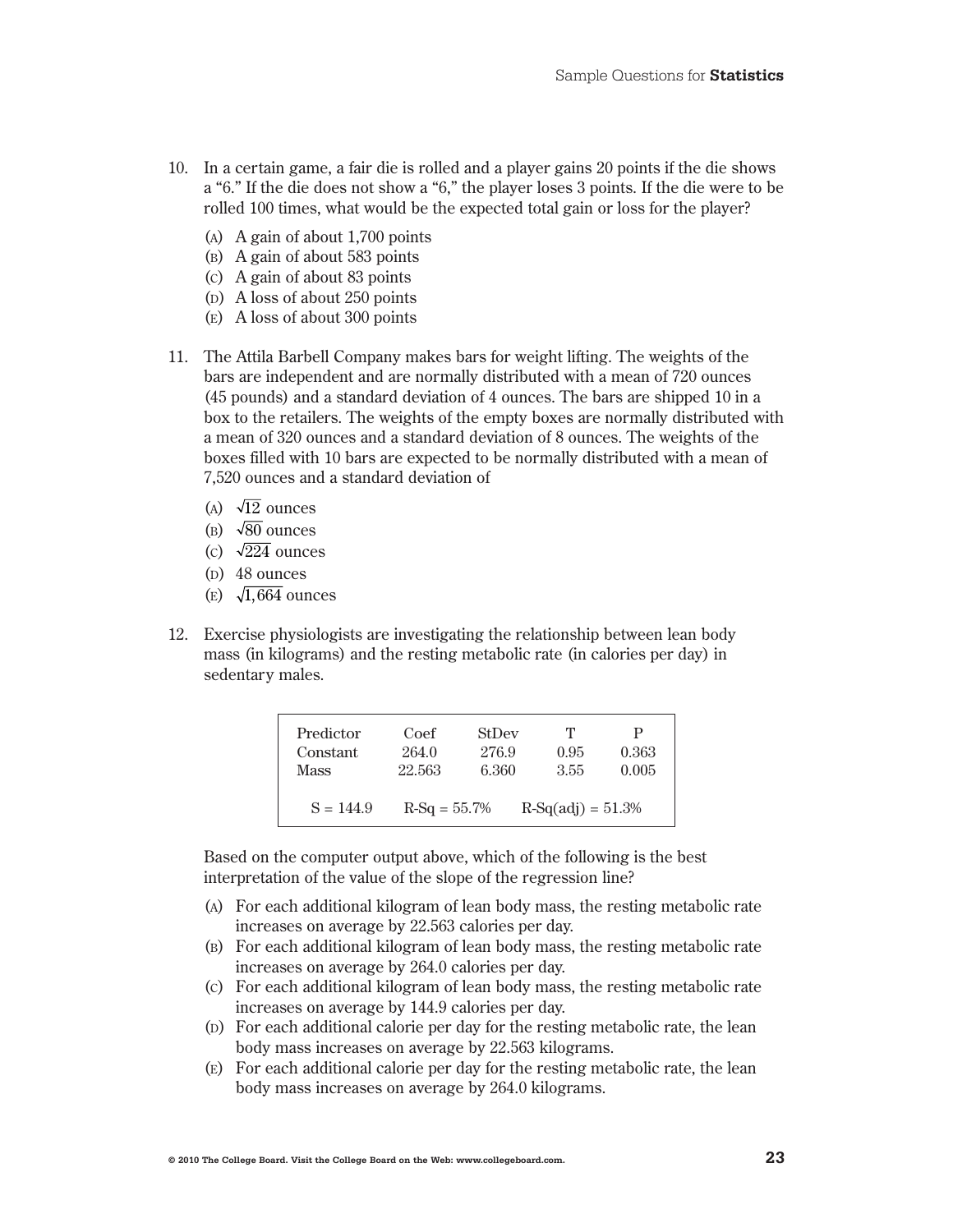10. In a certain game, a fair die is rolled and a player gains 20 points if the die shows a "6." If the die does not show a "6," the player loses 3 points. If the die were to be rolled 100 times, what would be the expected total gain or loss for the player?

    (A) A gain of about 1,700 points
    (B) A gain of about 583 points
    (C) A gain of about 83 points
    (D) A loss of about 250 points
    (E) A loss of about 300 points

11. The Attila Barbell Company makes bars for weight lifting. The weights of the bars are independent and are normally distributed with a mean of 720 ounces (45 pounds) and a standard deviation of 4 ounces. The bars are shipped 10 in a box to the retailers. The weights of the empty boxes are normally distributed with a mean of 320 ounces and a standard deviation of 8 ounces. The weights of the boxes filled with 10 bars are expected to be normally distributed with a mean of 7,520 ounces and a standard deviation of

    (A) $\sqrt{12}$ ounces
    (B) $\sqrt{80}$ ounces
    (C) $\sqrt{224}$ ounces
    (D) 48 ounces
    (E) $\sqrt{1,664}$ ounces

12. Exercise physiologists are investigating the relationship between lean body mass (in kilograms) and the resting metabolic rate (in calories per day) in sedentary males.

| Predictor | Coef | StDev | T | P |
|---|---|---|---|---|
| Constant | 264.0 | 276.9 | 0.95 | 0.363 |
| Mass | 22.563 | 6.360 | 3.55 | 0.005 |
| S = 144.9 | R-Sq = 55.7% | | R-Sq(adj) = 51.3% | |

    Based on the computer output above, which of the following is the best interpretation of the value of the slope of the regression line?

    (A) For each additional kilogram of lean body mass, the resting metabolic rate increases on average by 22.563 calories per day.
    (B) For each additional kilogram of lean body mass, the resting metabolic rate increases on average by 264.0 calories per day.
    (C) For each additional kilogram of lean body mass, the resting metabolic rate increases on average by 144.9 calories per day.
    (D) For each additional calorie per day for the resting metabolic rate, the lean body mass increases on average by 22.563 kilograms.
    (E) For each additional calorie per day for the resting metabolic rate, the lean body mass increases on average by 264.0 kilograms.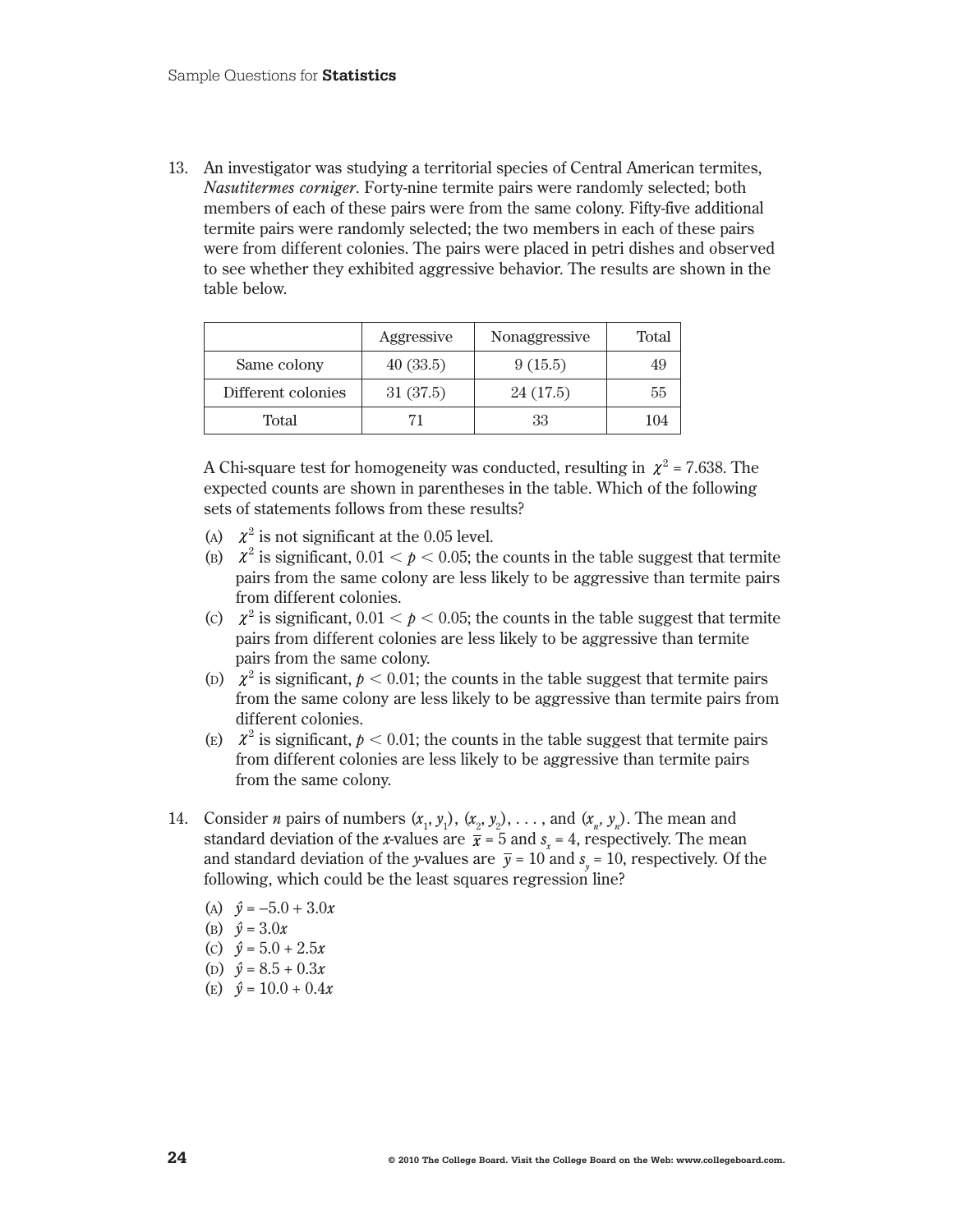13. An investigator was studying a territorial species of Central American termites, *Nasutitermes corniger*. Forty-nine termite pairs were randomly selected; both members of each of these pairs were from the same colony. Fifty-five additional termite pairs were randomly selected; the two members in each of these pairs were from different colonies. The pairs were placed in petri dishes and observed to see whether they exhibited aggressive behavior. The results are shown in the table below.

| | Aggressive | Nonaggressive | Total |
|---|---|---|---|
| Same colony | 40 (33.5) | 9 (15.5) | 49 |
| Different colonies | 31 (37.5) | 24 (17.5) | 55 |
| Total | 71 | 33 | 104 |

A Chi-square test for homogeneity was conducted, resulting in $\chi^2 = 7.638$. The expected counts are shown in parentheses in the table. Which of the following sets of statements follows from these results?

(A) $\chi^2$ is not significant at the 0.05 level.
(B) $\chi^2$ is significant, $0.01 < p < 0.05$; the counts in the table suggest that termite pairs from the same colony are less likely to be aggressive than termite pairs from different colonies.
(C) $\chi^2$ is significant, $0.01 < p < 0.05$; the counts in the table suggest that termite pairs from different colonies are less likely to be aggressive than termite pairs from the same colony.
(D) $\chi^2$ is significant, $p < 0.01$; the counts in the table suggest that termite pairs from the same colony are less likely to be aggressive than termite pairs from different colonies.
(E) $\chi^2$ is significant, $p < 0.01$; the counts in the table suggest that termite pairs from different colonies are less likely to be aggressive than termite pairs from the same colony.

14. Consider $n$ pairs of numbers $(x_1, y_1)$, $(x_2, y_2)$, . . . , and $(x_n, y_n)$. The mean and standard deviation of the $x$-values are $\bar{x} = 5$ and $s_x = 4$, respectively. The mean and standard deviation of the $y$-values are $\bar{y} = 10$ and $s_y = 10$, respectively. Of the following, which could be the least squares regression line?

(A) $\hat{y} = -5.0 + 3.0x$
(B) $\hat{y} = 3.0x$
(C) $\hat{y} = 5.0 + 2.5x$
(D) $\hat{y} = 8.5 + 0.3x$
(E) $\hat{y} = 10.0 + 0.4x$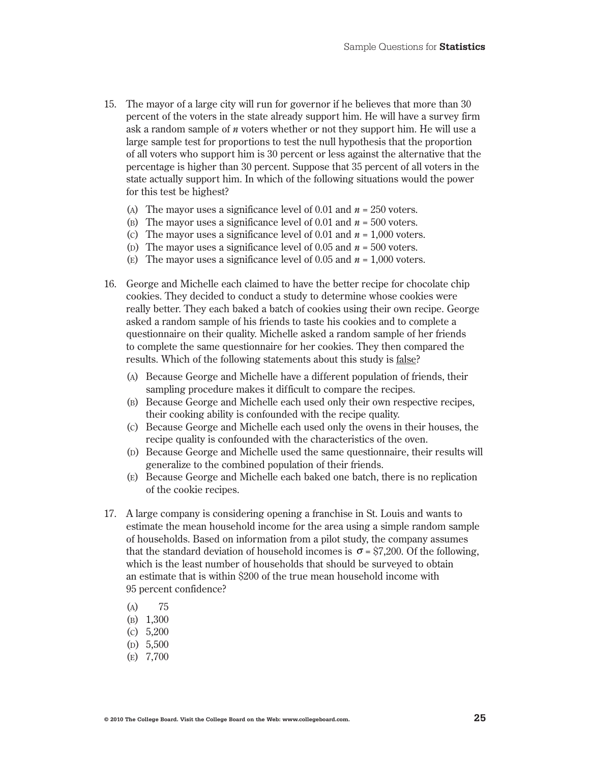15. The mayor of a large city will run for governor if he believes that more than 30 percent of the voters in the state already support him. He will have a survey firm ask a random sample of $n$ voters whether or not they support him. He will use a large sample test for proportions to test the null hypothesis that the proportion of all voters who support him is 30 percent or less against the alternative that the percentage is higher than 30 percent. Suppose that 35 percent of all voters in the state actually support him. In which of the following situations would the power for this test be highest?

    (A) The mayor uses a significance level of 0.01 and $n$ = 250 voters.
    (B) The mayor uses a significance level of 0.01 and $n$ = 500 voters.
    (C) The mayor uses a significance level of 0.01 and $n$ = 1,000 voters.
    (D) The mayor uses a significance level of 0.05 and $n$ = 500 voters.
    (E) The mayor uses a significance level of 0.05 and $n$ = 1,000 voters.

16. George and Michelle each claimed to have the better recipe for chocolate chip cookies. They decided to conduct a study to determine whose cookies were really better. They each baked a batch of cookies using their own recipe. George asked a random sample of his friends to taste his cookies and to complete a questionnaire on their quality. Michelle asked a random sample of her friends to complete the same questionnaire for her cookies. They then compared the results. Which of the following statements about this study is false?

    (A) Because George and Michelle have a different population of friends, their sampling procedure makes it difficult to compare the recipes.
    (B) Because George and Michelle each used only their own respective recipes, their cooking ability is confounded with the recipe quality.
    (C) Because George and Michelle each used only the ovens in their houses, the recipe quality is confounded with the characteristics of the oven.
    (D) Because George and Michelle used the same questionnaire, their results will generalize to the combined population of their friends.
    (E) Because George and Michelle each baked one batch, there is no replication of the cookie recipes.

17. A large company is considering opening a franchise in St. Louis and wants to estimate the mean household income for the area using a simple random sample of households. Based on information from a pilot study, the company assumes that the standard deviation of household incomes is $\sigma$ = \$7,200. Of the following, which is the least number of households that should be surveyed to obtain an estimate that is within \$200 of the true mean household income with 95 percent confidence?

    (A) 75
    (B) 1,300
    (C) 5,200
    (D) 5,500
    (E) 7,700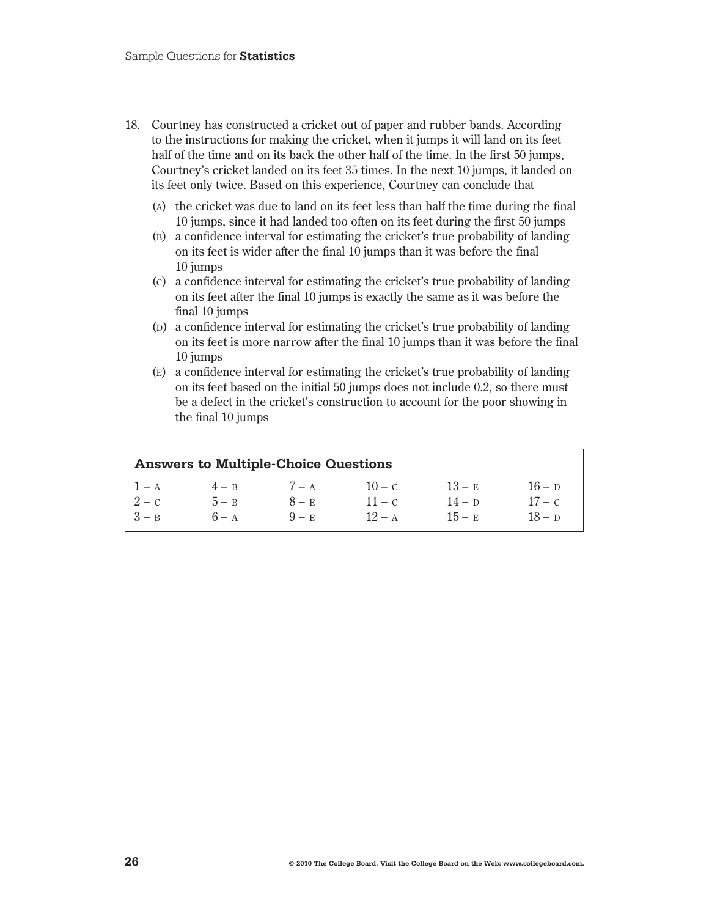18. Courtney has constructed a cricket out of paper and rubber bands. According to the instructions for making the cricket, when it jumps it will land on its feet half of the time and on its back the other half of the time. In the first 50 jumps, Courtney's cricket landed on its feet 35 times. In the next 10 jumps, it landed on its feet only twice. Based on this experience, Courtney can conclude that

    (A) the cricket was due to land on its feet less than half the time during the final 10 jumps, since it had landed too often on its feet during the first 50 jumps
    (B) a confidence interval for estimating the cricket's true probability of landing on its feet is wider after the final 10 jumps than it was before the final 10 jumps
    (C) a confidence interval for estimating the cricket's true probability of landing on its feet after the final 10 jumps is exactly the same as it was before the final 10 jumps
    (D) a confidence interval for estimating the cricket's true probability of landing on its feet is more narrow after the final 10 jumps than it was before the final 10 jumps
    (E) a confidence interval for estimating the cricket's true probability of landing on its feet based on the initial 50 jumps does not include 0.2, so there must be a defect in the cricket's construction to account for the poor showing in the final 10 jumps

**Answers to Multiple-Choice Questions**

| | | | | | |
|---|---|---|---|---|---|
| 1 – A | 4 – B | 7 – A | 10 – C | 13 – E | 16 – D |
| 2 – C | 5 – B | 8 – E | 11 – C | 14 – D | 17 – C |
| 3 – B | 6 – A | 9 – E | 12 – A | 15 – E | 18 – D |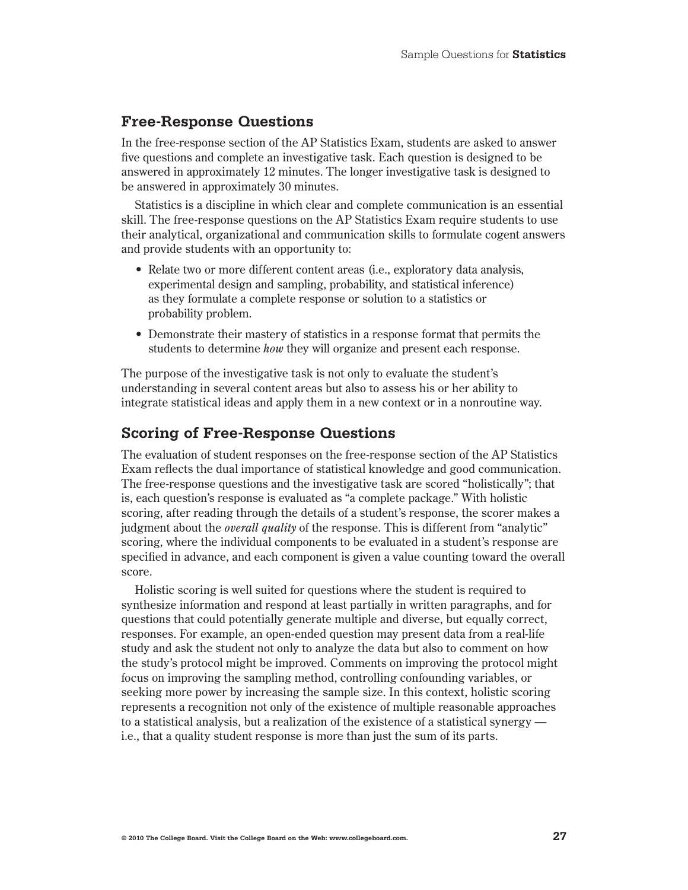## Free-Response Questions

In the free-response section of the AP Statistics Exam, students are asked to answer five questions and complete an investigative task. Each question is designed to be answered in approximately 12 minutes. The longer investigative task is designed to be answered in approximately 30 minutes.

Statistics is a discipline in which clear and complete communication is an essential skill. The free-response questions on the AP Statistics Exam require students to use their analytical, organizational and communication skills to formulate cogent answers and provide students with an opportunity to:

- Relate two or more different content areas (i.e., exploratory data analysis, experimental design and sampling, probability, and statistical inference) as they formulate a complete response or solution to a statistics or probability problem.
- Demonstrate their mastery of statistics in a response format that permits the students to determine *how* they will organize and present each response.

The purpose of the investigative task is not only to evaluate the student's understanding in several content areas but also to assess his or her ability to integrate statistical ideas and apply them in a new context or in a nonroutine way.

## Scoring of Free-Response Questions

The evaluation of student responses on the free-response section of the AP Statistics Exam reflects the dual importance of statistical knowledge and good communication. The free-response questions and the investigative task are scored "holistically"; that is, each question's response is evaluated as "a complete package." With holistic scoring, after reading through the details of a student's response, the scorer makes a judgment about the *overall quality* of the response. This is different from "analytic" scoring, where the individual components to be evaluated in a student's response are specified in advance, and each component is given a value counting toward the overall score.

Holistic scoring is well suited for questions where the student is required to synthesize information and respond at least partially in written paragraphs, and for questions that could potentially generate multiple and diverse, but equally correct, responses. For example, an open-ended question may present data from a real-life study and ask the student not only to analyze the data but also to comment on how the study's protocol might be improved. Comments on improving the protocol might focus on improving the sampling method, controlling confounding variables, or seeking more power by increasing the sample size. In this context, holistic scoring represents a recognition not only of the existence of multiple reasonable approaches to a statistical analysis, but a realization of the existence of a statistical synergy — i.e., that a quality student response is more than just the sum of its parts.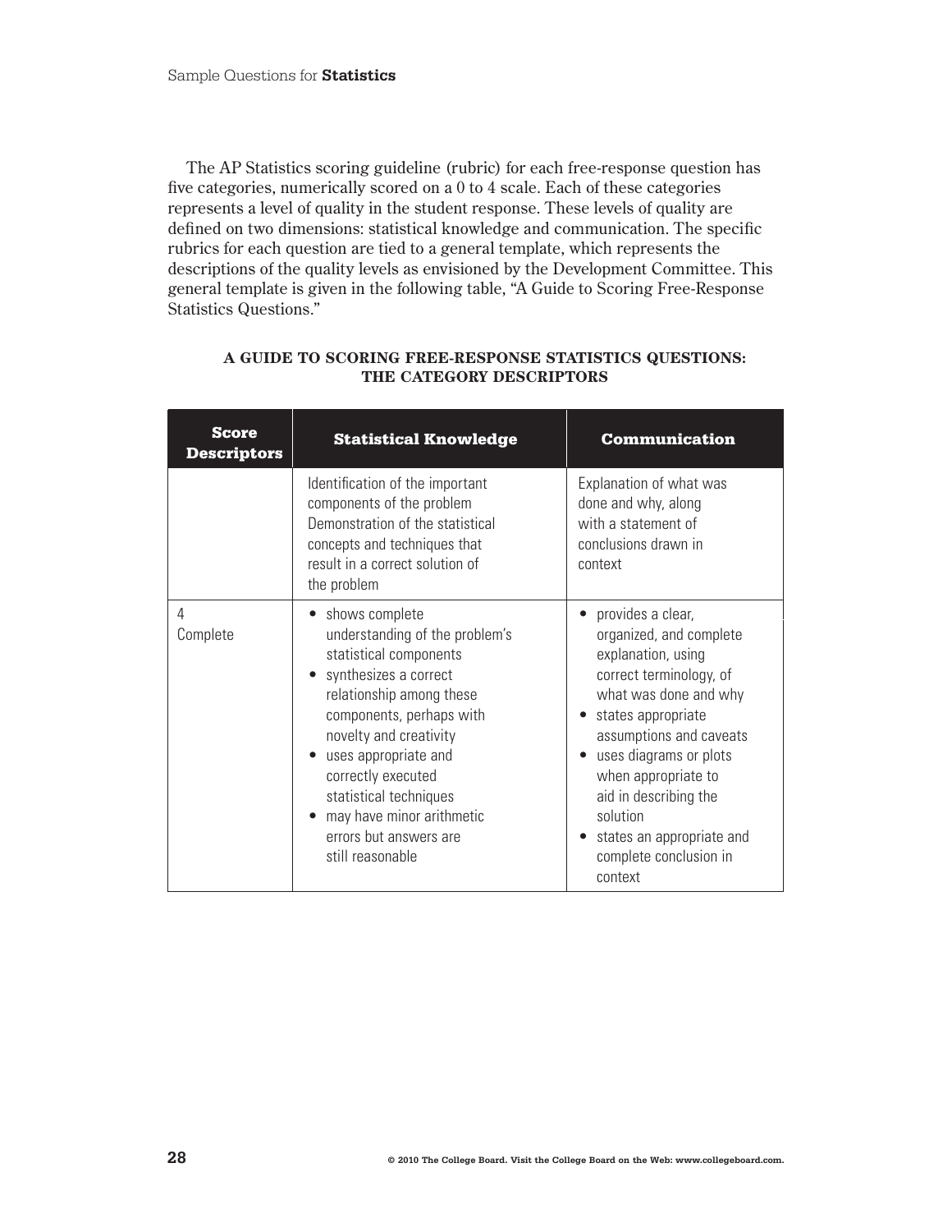The AP Statistics scoring guideline (rubric) for each free-response question has five categories, numerically scored on a 0 to 4 scale. Each of these categories represents a level of quality in the student response. These levels of quality are defined on two dimensions: statistical knowledge and communication. The specific rubrics for each question are tied to a general template, which represents the descriptions of the quality levels as envisioned by the Development Committee. This general template is given in the following table, "A Guide to Scoring Free-Response Statistics Questions."

### A GUIDE TO SCORING FREE-RESPONSE STATISTICS QUESTIONS: THE CATEGORY DESCRIPTORS

| Score Descriptors | Statistical Knowledge | Communication |
|---|---|---|
| | Identification of the important components of the problem<br>Demonstration of the statistical concepts and techniques that result in a correct solution of the problem | Explanation of what was done and why, along with a statement of conclusions drawn in context |
| 4<br>Complete | • shows complete understanding of the problem's statistical components<br>• synthesizes a correct relationship among these components, perhaps with novelty and creativity<br>• uses appropriate and correctly executed statistical techniques<br>• may have minor arithmetic errors but answers are still reasonable | • provides a clear, organized, and complete explanation, using correct terminology, of what was done and why<br>• states appropriate assumptions and caveats<br>• uses diagrams or plots when appropriate to aid in describing the solution<br>• states an appropriate and complete conclusion in context |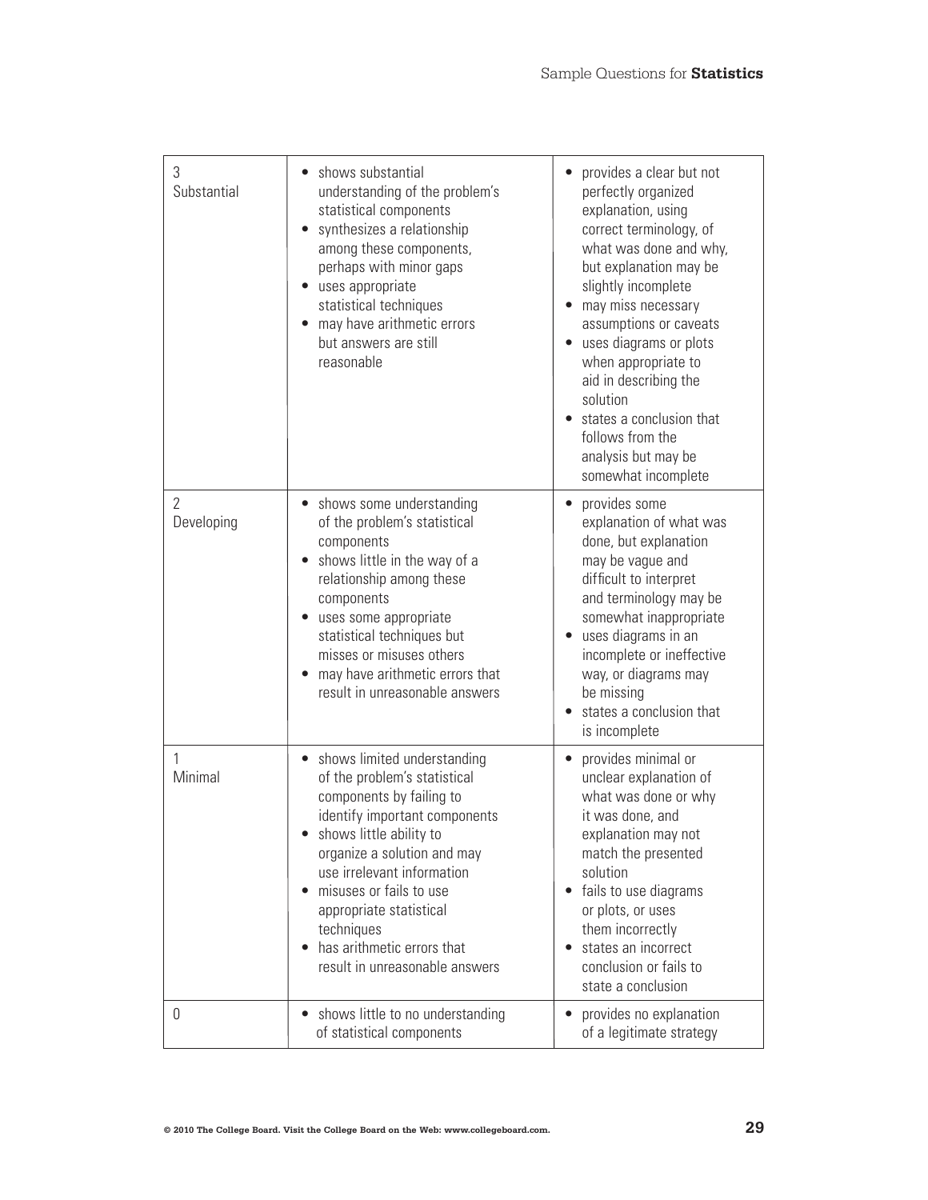| | | |
|---|---|---|
| 3<br>Substantial | • shows substantial understanding of the problem's statistical components<br>• synthesizes a relationship among these components, perhaps with minor gaps<br>• uses appropriate statistical techniques<br>• may have arithmetic errors but answers are still reasonable | • provides a clear but not perfectly organized explanation, using correct terminology, of what was done and why, but explanation may be slightly incomplete<br>• may miss necessary assumptions or caveats<br>• uses diagrams or plots when appropriate to aid in describing the solution<br>• states a conclusion that follows from the analysis but may be somewhat incomplete |
| 2<br>Developing | • shows some understanding of the problem's statistical components<br>• shows little in the way of a relationship among these components<br>• uses some appropriate statistical techniques but misses or misuses others<br>• may have arithmetic errors that result in unreasonable answers | • provides some explanation of what was done, but explanation may be vague and difficult to interpret and terminology may be somewhat inappropriate<br>• uses diagrams in an incomplete or ineffective way, or diagrams may be missing<br>• states a conclusion that is incomplete |
| 1<br>Minimal | • shows limited understanding of the problem's statistical components by failing to identify important components<br>• shows little ability to organize a solution and may use irrelevant information<br>• misuses or fails to use appropriate statistical techniques<br>• has arithmetic errors that result in unreasonable answers | • provides minimal or unclear explanation of what was done or why it was done, and explanation may not match the presented solution<br>• fails to use diagrams or plots, or uses them incorrectly<br>• states an incorrect conclusion or fails to state a conclusion |
| 0 | • shows little to no understanding of statistical components | • provides no explanation of a legitimate strategy |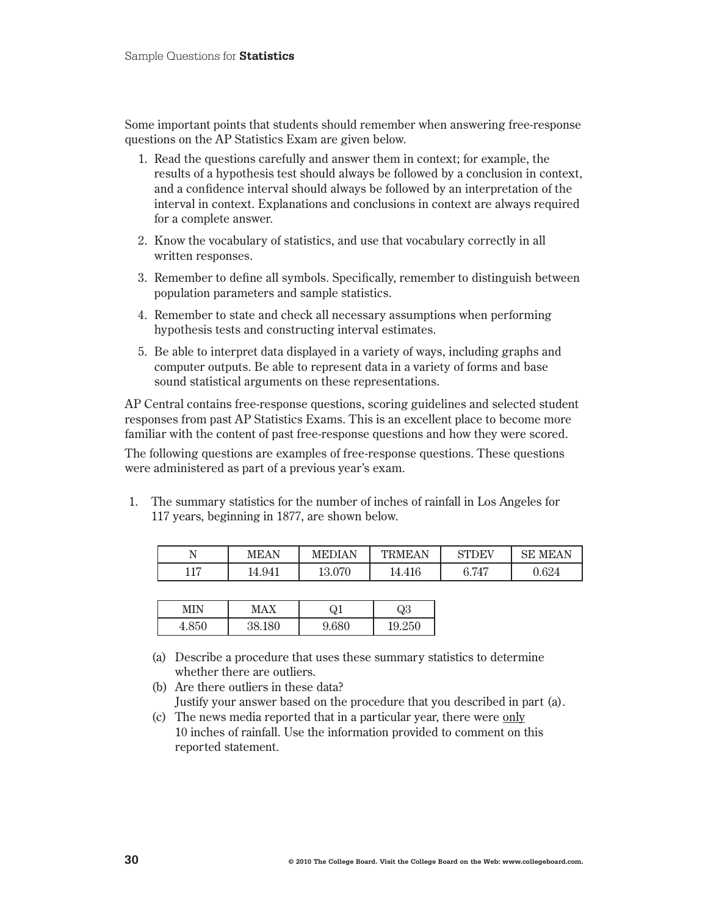Some important points that students should remember when answering free-response questions on the AP Statistics Exam are given below.

1. Read the questions carefully and answer them in context; for example, the results of a hypothesis test should always be followed by a conclusion in context, and a confidence interval should always be followed by an interpretation of the interval in context. Explanations and conclusions in context are always required for a complete answer.
2. Know the vocabulary of statistics, and use that vocabulary correctly in all written responses.
3. Remember to define all symbols. Specifically, remember to distinguish between population parameters and sample statistics.
4. Remember to state and check all necessary assumptions when performing hypothesis tests and constructing interval estimates.
5. Be able to interpret data displayed in a variety of ways, including graphs and computer outputs. Be able to represent data in a variety of forms and base sound statistical arguments on these representations.

AP Central contains free-response questions, scoring guidelines and selected student responses from past AP Statistics Exams. This is an excellent place to become more familiar with the content of past free-response questions and how they were scored.

The following questions are examples of free-response questions. These questions were administered as part of a previous year's exam.

1. The summary statistics for the number of inches of rainfall in Los Angeles for 117 years, beginning in 1877, are shown below.

| N | MEAN | MEDIAN | TRMEAN | STDEV | SE MEAN |
|---|---|---|---|---|---|
| 117 | 14.941 | 13.070 | 14.416 | 6.747 | 0.624 |

| MIN | MAX | Q1 | Q3 |
|---|---|---|---|
| 4.850 | 38.180 | 9.680 | 19.250 |

(a) Describe a procedure that uses these summary statistics to determine whether there are outliers.

(b) Are there outliers in these data?
Justify your answer based on the procedure that you described in part (a).

(c) The news media reported that in a particular year, there were <u>only</u> 10 inches of rainfall. Use the information provided to comment on this reported statement.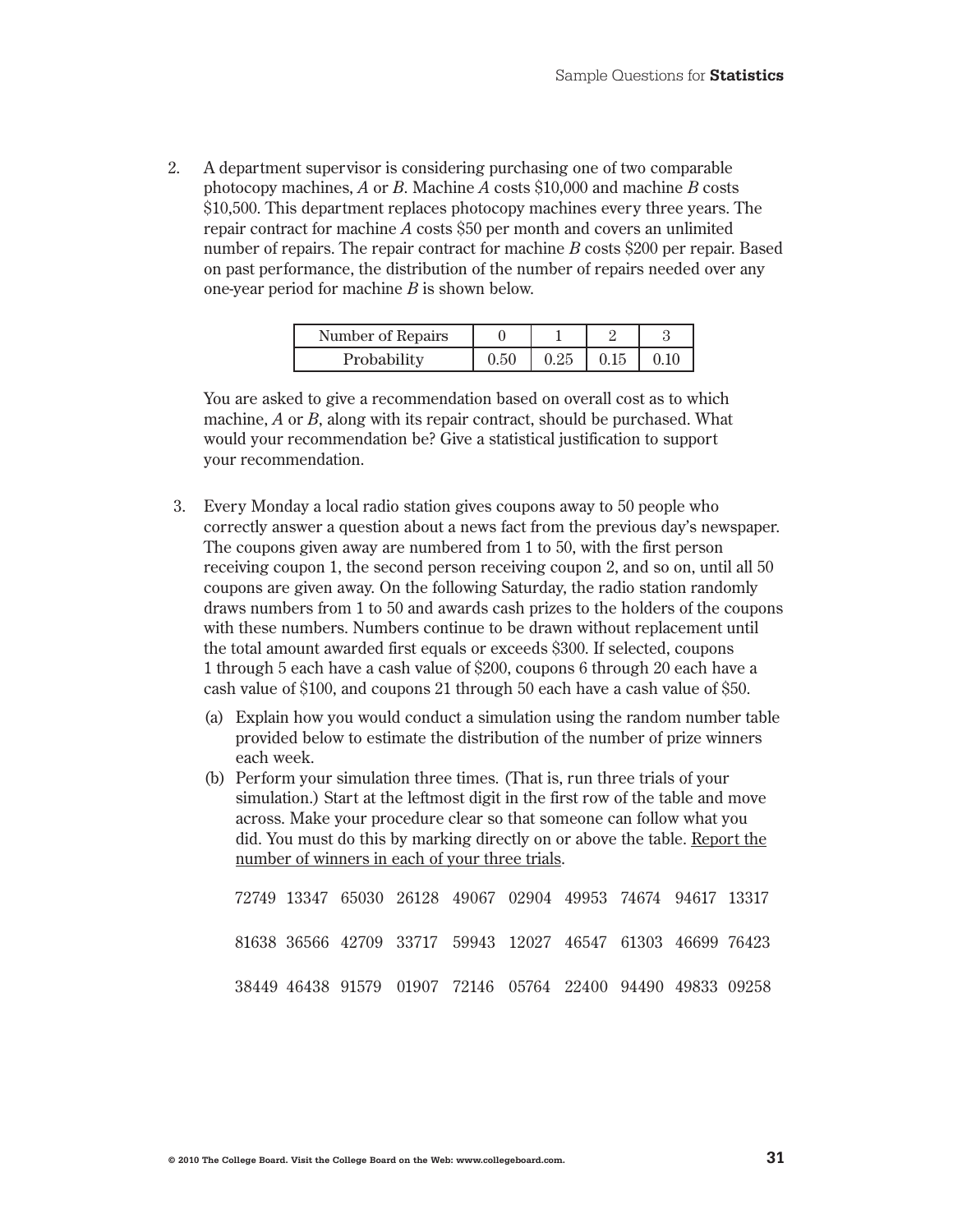2. A department supervisor is considering purchasing one of two comparable photocopy machines, *A* or *B*. Machine *A* costs $10,000 and machine *B* costs $10,500. This department replaces photocopy machines every three years. The repair contract for machine *A* costs $50 per month and covers an unlimited number of repairs. The repair contract for machine *B* costs $200 per repair. Based on past performance, the distribution of the number of repairs needed over any one-year period for machine *B* is shown below.

| Number of Repairs | 0 | 1 | 2 | 3 |
|---|---|---|---|---|
| Probability | 0.50 | 0.25 | 0.15 | 0.10 |

You are asked to give a recommendation based on overall cost as to which machine, *A* or *B*, along with its repair contract, should be purchased. What would your recommendation be? Give a statistical justification to support your recommendation.

3. Every Monday a local radio station gives coupons away to 50 people who correctly answer a question about a news fact from the previous day's newspaper. The coupons given away are numbered from 1 to 50, with the first person receiving coupon 1, the second person receiving coupon 2, and so on, until all 50 coupons are given away. On the following Saturday, the radio station randomly draws numbers from 1 to 50 and awards cash prizes to the holders of the coupons with these numbers. Numbers continue to be drawn without replacement until the total amount awarded first equals or exceeds $300. If selected, coupons 1 through 5 each have a cash value of $200, coupons 6 through 20 each have a cash value of $100, and coupons 21 through 50 each have a cash value of $50.

   (a) Explain how you would conduct a simulation using the random number table provided below to estimate the distribution of the number of prize winners each week.

   (b) Perform your simulation three times. (That is, run three trials of your simulation.) Start at the leftmost digit in the first row of the table and move across. Make your procedure clear so that someone can follow what you did. You must do this by marking directly on or above the table. <u>Report the number of winners in each of your three trials</u>.

```
72749 13347 65030 26128 49067 02904 49953 74674 94617 13317

81638 36566 42709 33717 59943 12027 46547 61303 46699 76423

38449 46438 91579 01907 72146 05764 22400 94490 49833 09258
```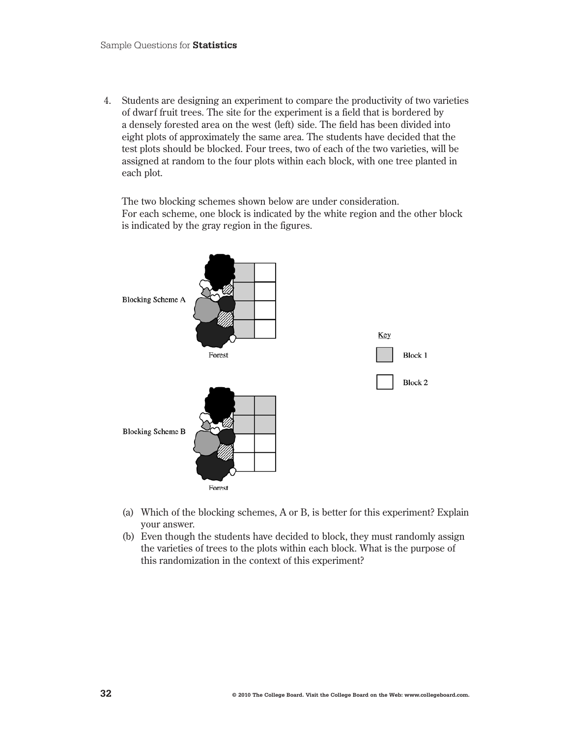4. Students are designing an experiment to compare the productivity of two varieties of dwarf fruit trees. The site for the experiment is a field that is bordered by a densely forested area on the west (left) side. The field has been divided into eight plots of approximately the same area. The students have decided that the test plots should be blocked. Four trees, two of each of the two varieties, will be assigned at random to the four plots within each block, with one tree planted in each plot.

   The two blocking schemes shown below are under consideration. For each scheme, one block is indicated by the white region and the other block is indicated by the gray region in the figures.

   Blocking Scheme A

   Forest

   Key

   Block 1

   Block 2

   Blocking Scheme B

   Forest

   (a) Which of the blocking schemes, A or B, is better for this experiment? Explain your answer.

   (b) Even though the students have decided to block, they must randomly assign the varieties of trees to the plots within each block. What is the purpose of this randomization in the context of this experiment?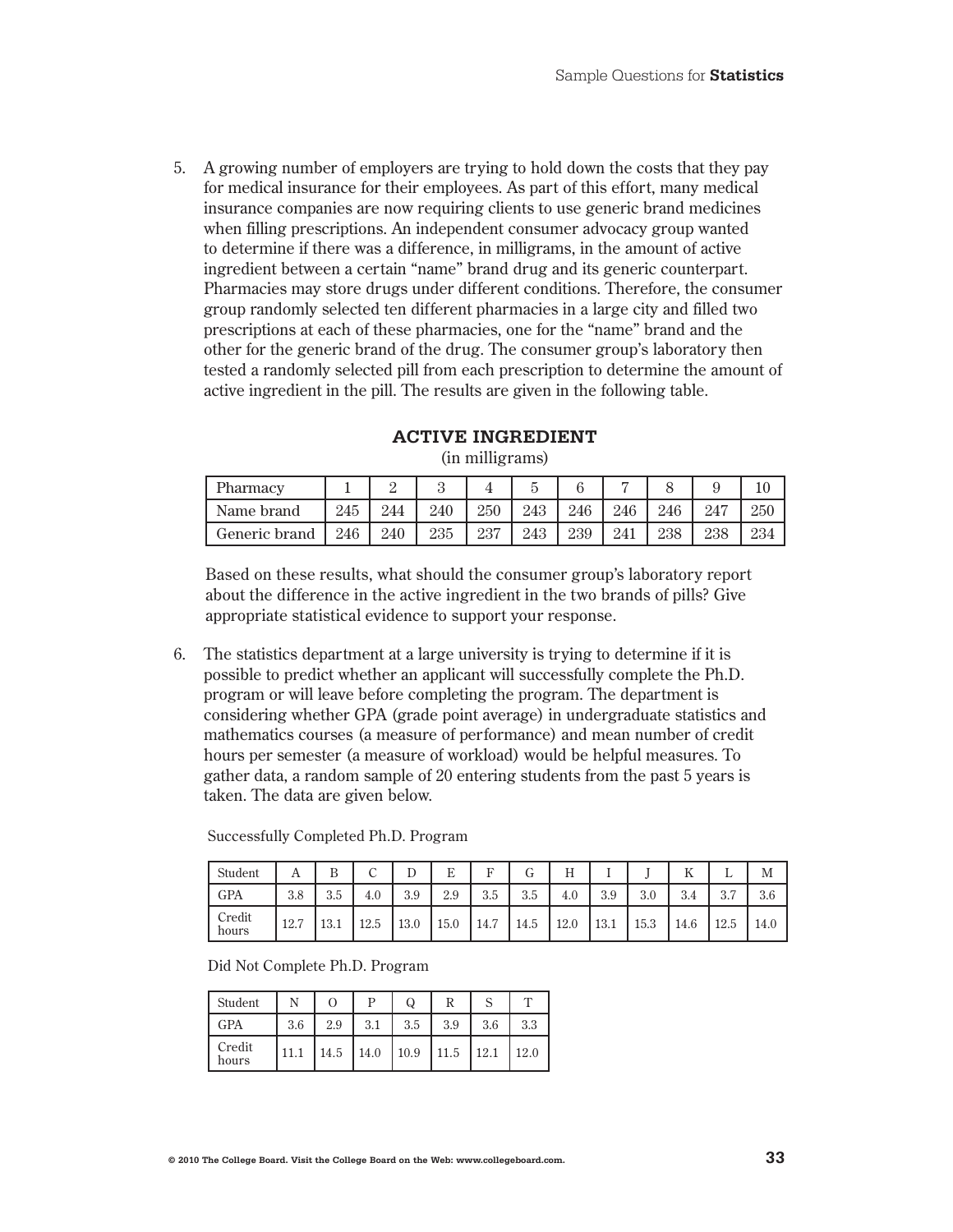5. A growing number of employers are trying to hold down the costs that they pay for medical insurance for their employees. As part of this effort, many medical insurance companies are now requiring clients to use generic brand medicines when filling prescriptions. An independent consumer advocacy group wanted to determine if there was a difference, in milligrams, in the amount of active ingredient between a certain "name" brand drug and its generic counterpart. Pharmacies may store drugs under different conditions. Therefore, the consumer group randomly selected ten different pharmacies in a large city and filled two prescriptions at each of these pharmacies, one for the "name" brand and the other for the generic brand of the drug. The consumer group's laboratory then tested a randomly selected pill from each prescription to determine the amount of active ingredient in the pill. The results are given in the following table.

**ACTIVE INGREDIENT**
(in milligrams)

| Pharmacy | 1 | 2 | 3 | 4 | 5 | 6 | 7 | 8 | 9 | 10 |
|---|---|---|---|---|---|---|---|---|---|---|
| Name brand | 245 | 244 | 240 | 250 | 243 | 246 | 246 | 246 | 247 | 250 |
| Generic brand | 246 | 240 | 235 | 237 | 243 | 239 | 241 | 238 | 238 | 234 |

Based on these results, what should the consumer group's laboratory report about the difference in the active ingredient in the two brands of pills? Give appropriate statistical evidence to support your response.

6. The statistics department at a large university is trying to determine if it is possible to predict whether an applicant will successfully complete the Ph.D. program or will leave before completing the program. The department is considering whether GPA (grade point average) in undergraduate statistics and mathematics courses (a measure of performance) and mean number of credit hours per semester (a measure of workload) would be helpful measures. To gather data, a random sample of 20 entering students from the past 5 years is taken. The data are given below.

Successfully Completed Ph.D. Program

| Student | A | B | C | D | E | F | G | H | I | J | K | L | M |
|---|---|---|---|---|---|---|---|---|---|---|---|---|---|
| GPA | 3.8 | 3.5 | 4.0 | 3.9 | 2.9 | 3.5 | 3.5 | 4.0 | 3.9 | 3.0 | 3.4 | 3.7 | 3.6 |
| Credit hours | 12.7 | 13.1 | 12.5 | 13.0 | 15.0 | 14.7 | 14.5 | 12.0 | 13.1 | 15.3 | 14.6 | 12.5 | 14.0 |

Did Not Complete Ph.D. Program

| Student | N | O | P | Q | R | S | T |
|---|---|---|---|---|---|---|---|
| GPA | 3.6 | 2.9 | 3.1 | 3.5 | 3.9 | 3.6 | 3.3 |
| Credit hours | 11.1 | 14.5 | 14.0 | 10.9 | 11.5 | 12.1 | 12.0 |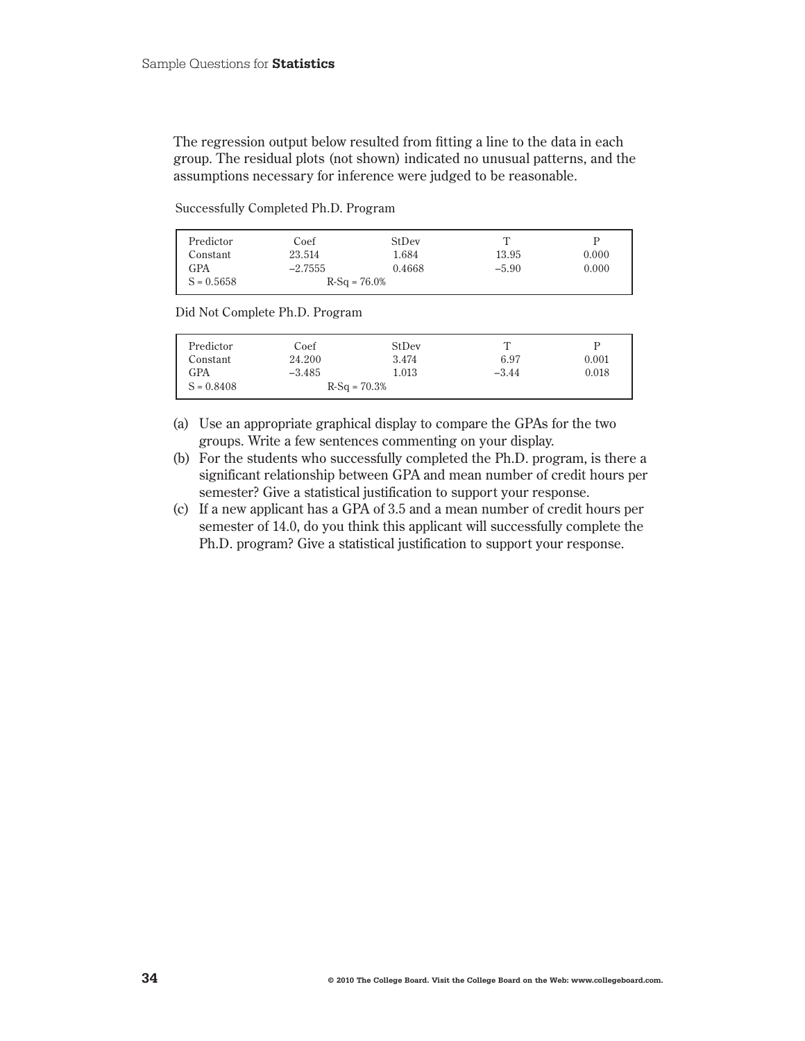The regression output below resulted from fitting a line to the data in each group. The residual plots (not shown) indicated no unusual patterns, and the assumptions necessary for inference were judged to be reasonable.

Successfully Completed Ph.D. Program

| Predictor | Coef | StDev | T | P |
|---|---|---|---|---|
| Constant | 23.514 | 1.684 | 13.95 | 0.000 |
| GPA | −2.7555 | 0.4668 | −5.90 | 0.000 |
| S = 0.5658 | R-Sq = 76.0% | | | |

Did Not Complete Ph.D. Program

| Predictor | Coef | StDev | T | P |
|---|---|---|---|---|
| Constant | 24.200 | 3.474 | 6.97 | 0.001 |
| GPA | −3.485 | 1.013 | −3.44 | 0.018 |
| S = 0.8408 | R-Sq = 70.3% | | | |

(a) Use an appropriate graphical display to compare the GPAs for the two groups. Write a few sentences commenting on your display.

(b) For the students who successfully completed the Ph.D. program, is there a significant relationship between GPA and mean number of credit hours per semester? Give a statistical justification to support your response.

(c) If a new applicant has a GPA of 3.5 and a mean number of credit hours per semester of 14.0, do you think this applicant will successfully complete the Ph.D. program? Give a statistical justification to support your response.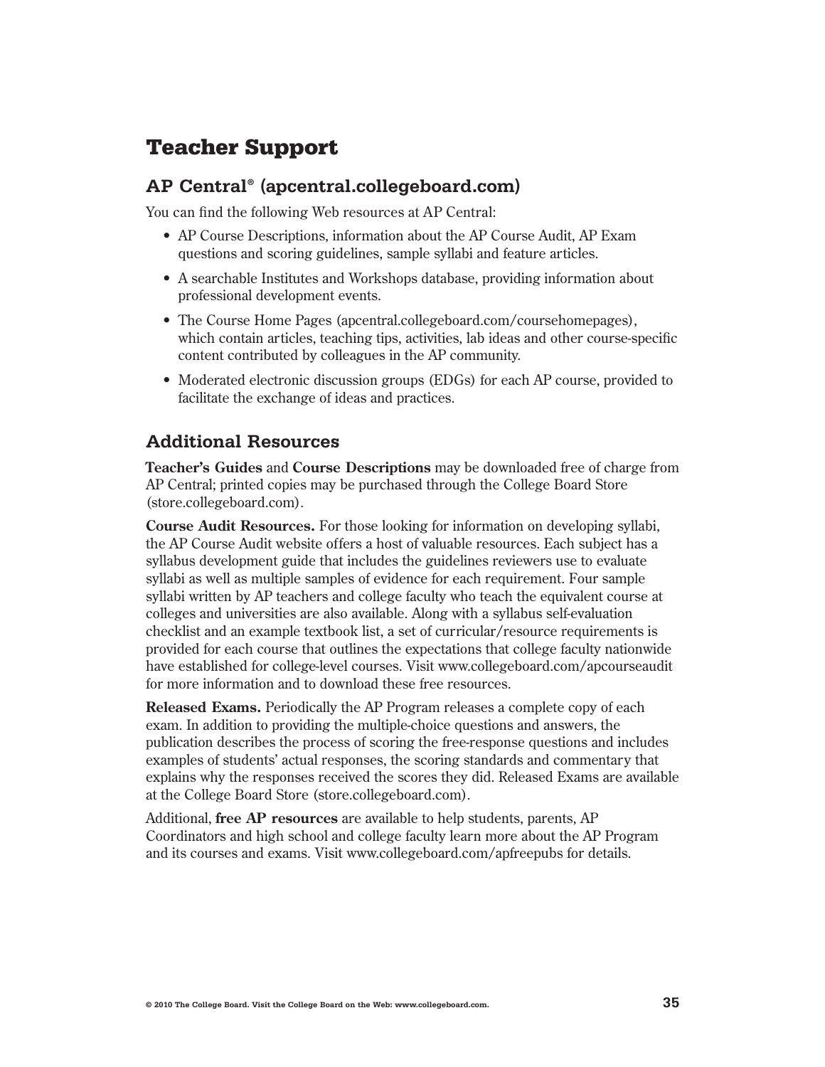# Teacher Support

## AP Central® (apcentral.collegeboard.com)

You can find the following Web resources at AP Central:

- AP Course Descriptions, information about the AP Course Audit, AP Exam questions and scoring guidelines, sample syllabi and feature articles.
- A searchable Institutes and Workshops database, providing information about professional development events.
- The Course Home Pages (apcentral.collegeboard.com/coursehomepages), which contain articles, teaching tips, activities, lab ideas and other course-specific content contributed by colleagues in the AP community.
- Moderated electronic discussion groups (EDGs) for each AP course, provided to facilitate the exchange of ideas and practices.

## Additional Resources

**Teacher's Guides** and **Course Descriptions** may be downloaded free of charge from AP Central; printed copies may be purchased through the College Board Store (store.collegeboard.com).

**Course Audit Resources.** For those looking for information on developing syllabi, the AP Course Audit website offers a host of valuable resources. Each subject has a syllabus development guide that includes the guidelines reviewers use to evaluate syllabi as well as multiple samples of evidence for each requirement. Four sample syllabi written by AP teachers and college faculty who teach the equivalent course at colleges and universities are also available. Along with a syllabus self-evaluation checklist and an example textbook list, a set of curricular/resource requirements is provided for each course that outlines the expectations that college faculty nationwide have established for college-level courses. Visit www.collegeboard.com/apcourseaudit for more information and to download these free resources.

**Released Exams.** Periodically the AP Program releases a complete copy of each exam. In addition to providing the multiple-choice questions and answers, the publication describes the process of scoring the free-response questions and includes examples of students' actual responses, the scoring standards and commentary that explains why the responses received the scores they did. Released Exams are available at the College Board Store (store.collegeboard.com).

Additional, **free AP resources** are available to help students, parents, AP Coordinators and high school and college faculty learn more about the AP Program and its courses and exams. Visit www.collegeboard.com/apfreepubs for details.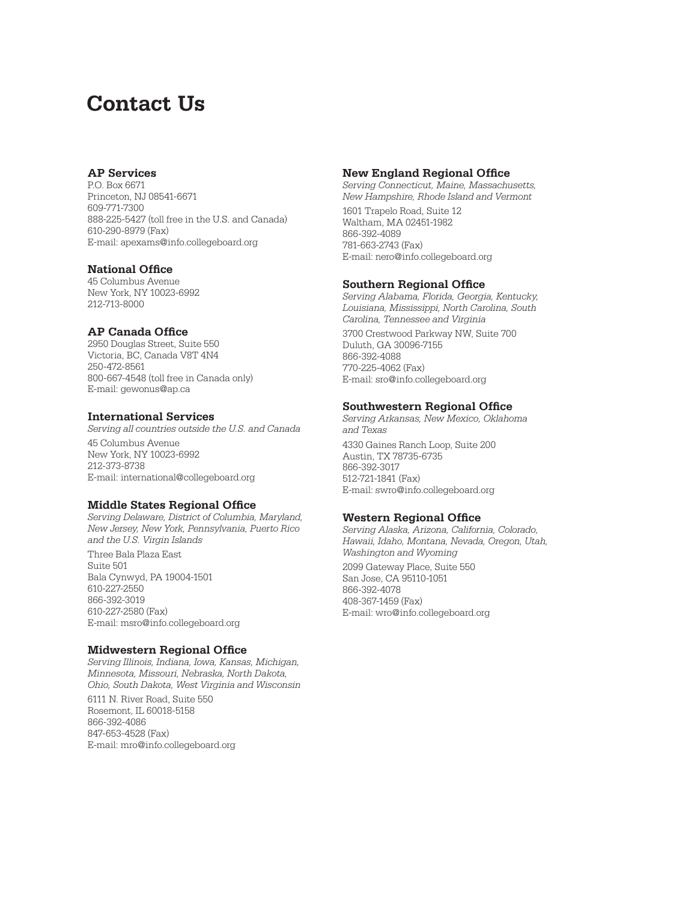# Contact Us

### AP Services

P.O. Box 6671
Princeton, NJ 08541-6671
609-771-7300
888-225-5427 (toll free in the U.S. and Canada)
610-290-8979 (Fax)
E-mail: apexams@info.collegeboard.org

### National Office

45 Columbus Avenue
New York, NY 10023-6992
212-713-8000

### AP Canada Office

2950 Douglas Street, Suite 550
Victoria, BC, Canada V8T 4N4
250-472-8561
800-667-4548 (toll free in Canada only)
E-mail: gewonus@ap.ca

### International Services

*Serving all countries outside the U.S. and Canada*

45 Columbus Avenue
New York, NY 10023-6992
212-373-8738
E-mail: international@collegeboard.org

### Middle States Regional Office

*Serving Delaware, District of Columbia, Maryland, New Jersey, New York, Pennsylvania, Puerto Rico and the U.S. Virgin Islands*

Three Bala Plaza East
Suite 501
Bala Cynwyd, PA 19004-1501
610-227-2550
866-392-3019
610-227-2580 (Fax)
E-mail: msro@info.collegeboard.org

### Midwestern Regional Office

*Serving Illinois, Indiana, Iowa, Kansas, Michigan, Minnesota, Missouri, Nebraska, North Dakota, Ohio, South Dakota, West Virginia and Wisconsin*

6111 N. River Road, Suite 550
Rosemont, IL 60018-5158
866-392-4086
847-653-4528 (Fax)
E-mail: mro@info.collegeboard.org

### New England Regional Office

*Serving Connecticut, Maine, Massachusetts, New Hampshire, Rhode Island and Vermont*

1601 Trapelo Road, Suite 12
Waltham, MA 02451-1982
866-392-4089
781-663-2743 (Fax)
E-mail: nero@info.collegeboard.org

### Southern Regional Office

*Serving Alabama, Florida, Georgia, Kentucky, Louisiana, Mississippi, North Carolina, South Carolina, Tennessee and Virginia*

3700 Crestwood Parkway NW, Suite 700
Duluth, GA 30096-7155
866-392-4088
770-225-4062 (Fax)
E-mail: sro@info.collegeboard.org

### Southwestern Regional Office

*Serving Arkansas, New Mexico, Oklahoma and Texas*

4330 Gaines Ranch Loop, Suite 200
Austin, TX 78735-6735
866-392-3017
512-721-1841 (Fax)
E-mail: swro@info.collegeboard.org

### Western Regional Office

*Serving Alaska, Arizona, California, Colorado, Hawaii, Idaho, Montana, Nevada, Oregon, Utah, Washington and Wyoming*

2099 Gateway Place, Suite 550
San Jose, CA 95110-1051
866-392-4078
408-367-1459 (Fax)
E-mail: wro@info.collegeboard.org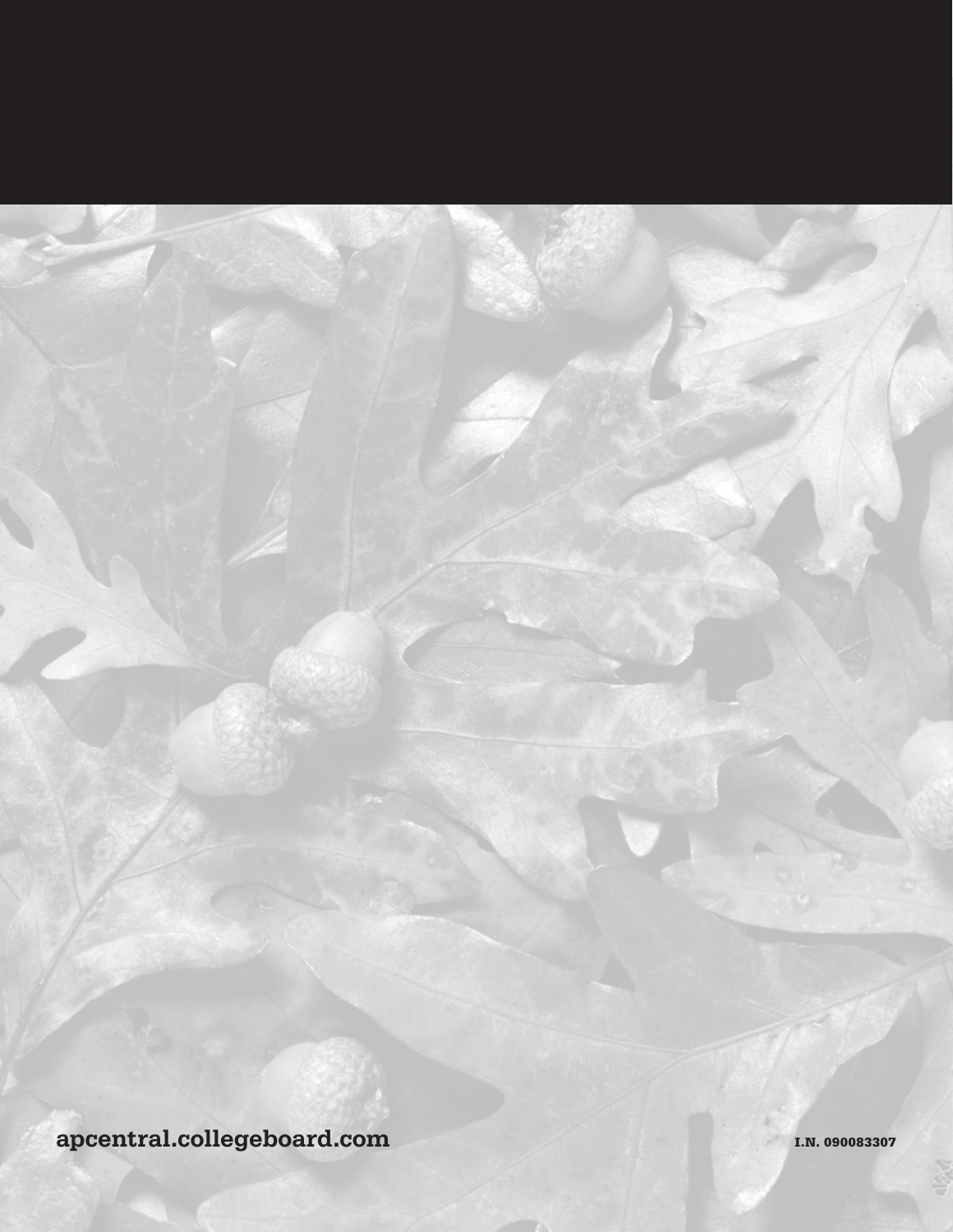apcentral.collegeboard.com

I.N. 090083307